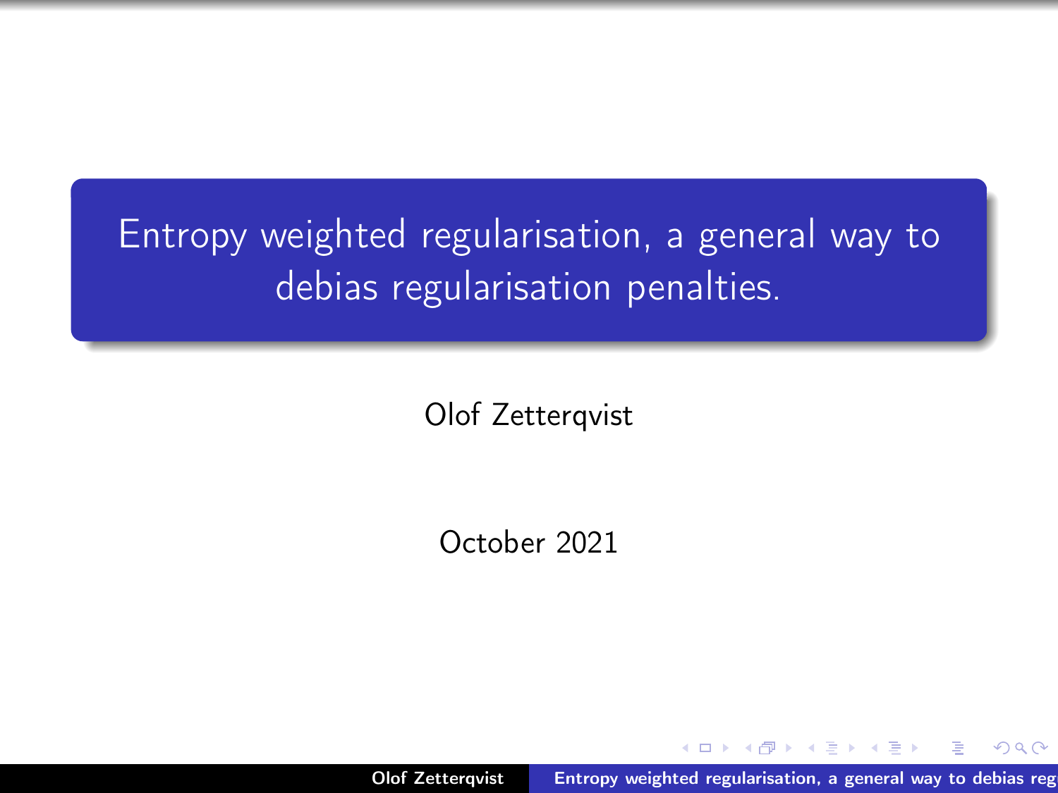# Entropy weighted regularisation, a general way to debias regularisation penalties.

Olof Zetterqvist

October 2021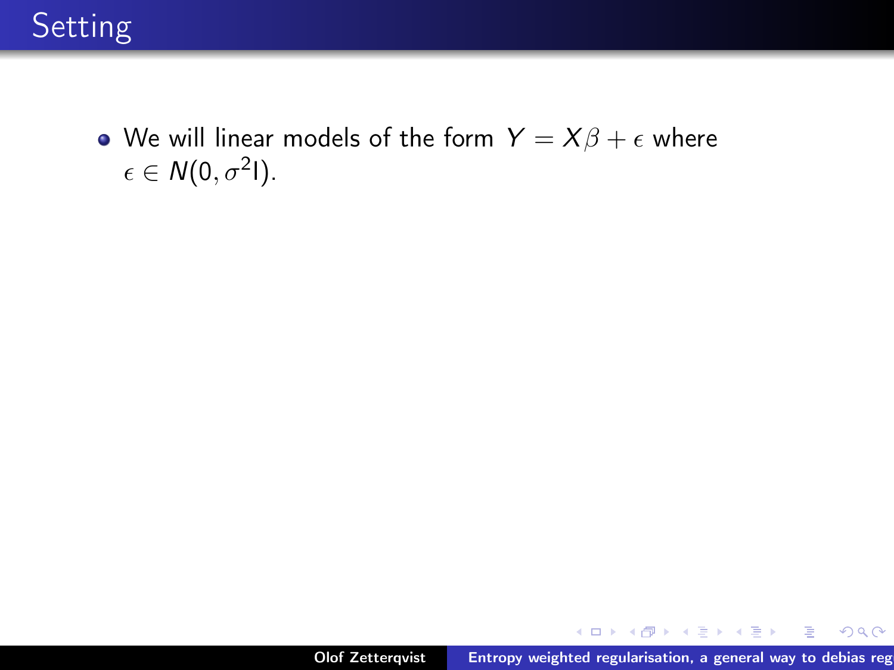# Setting

- We will linear models of the form $Y = X\beta + \epsilon$ where $\epsilon \in N(0, \sigma^2 \mathrm{I})$.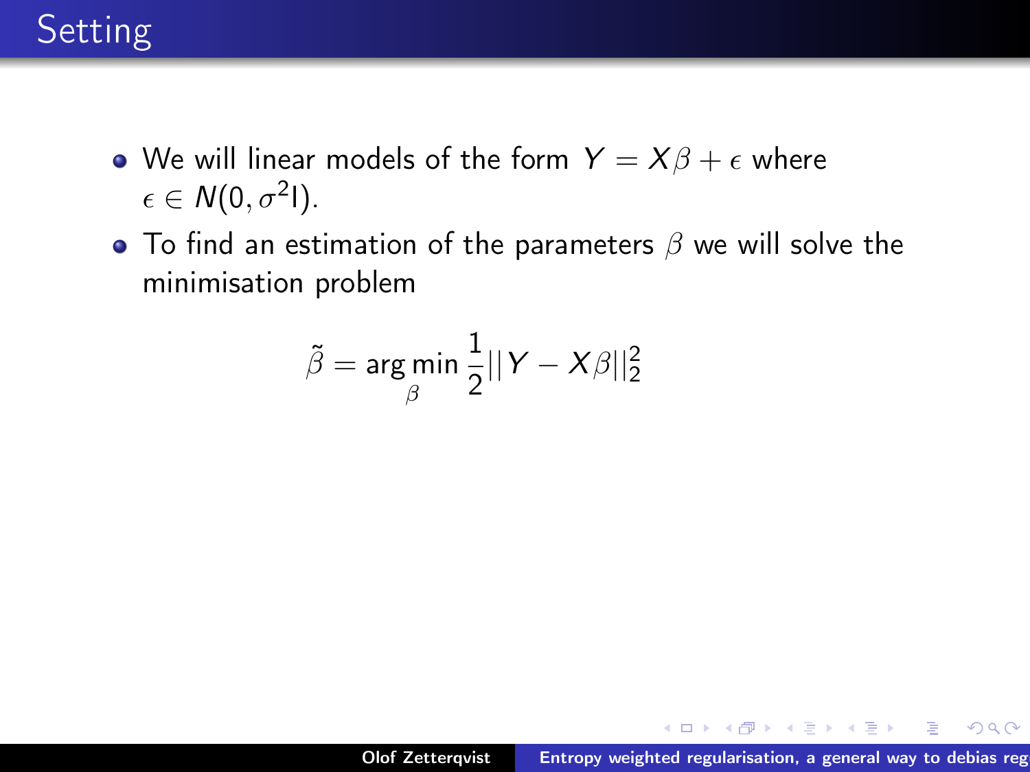# Setting

- We will linear models of the form $Y = X\beta + \epsilon$ where $\epsilon \in N(0, \sigma^2 \mathrm{I})$.
- To find an estimation of the parameters $\beta$ we will solve the minimisation problem

$$\tilde{\beta} = \arg\min_{\beta} \frac{1}{2} ||Y - X\beta||_2^2$$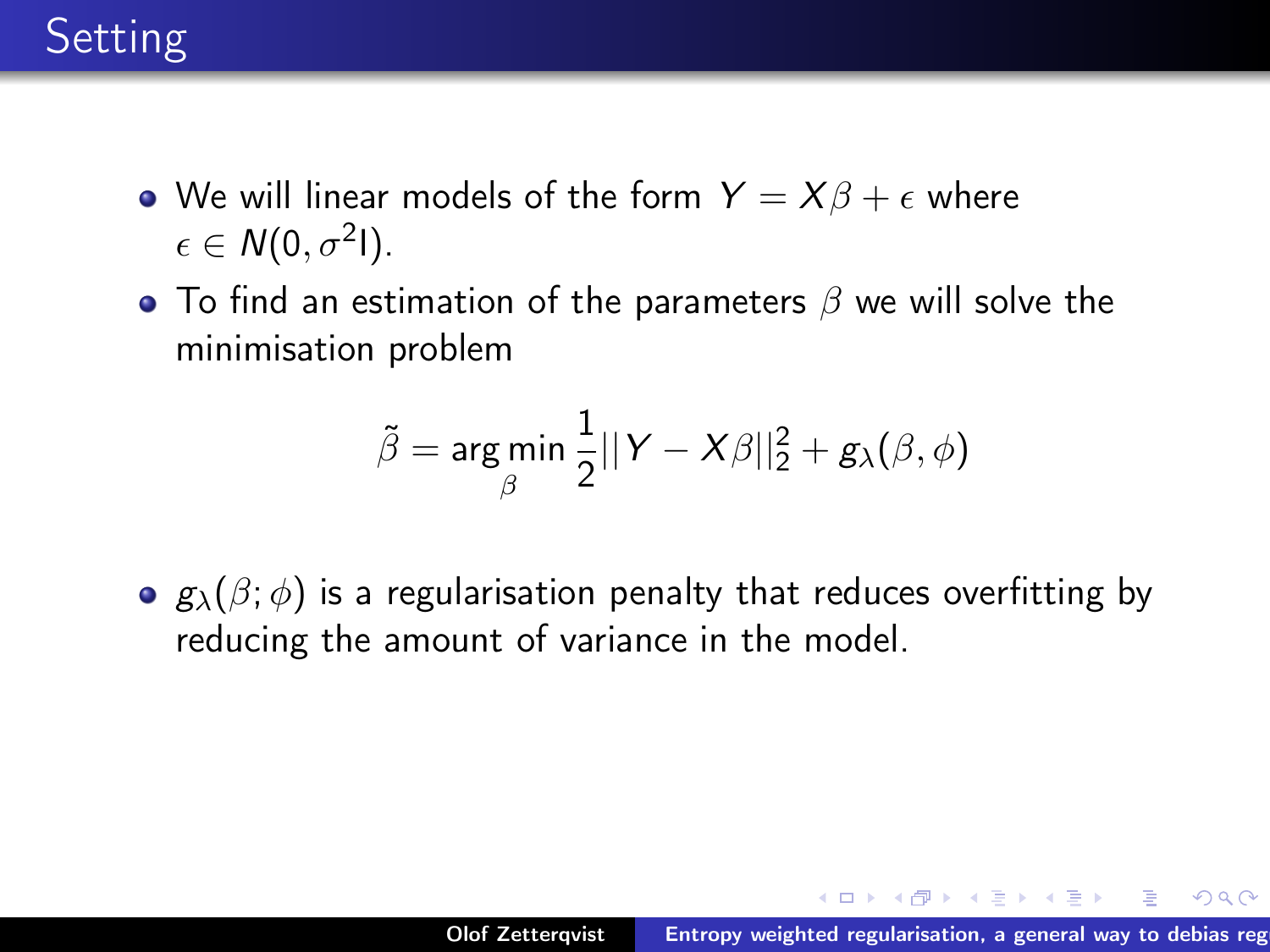# Setting

- We will linear models of the form $Y = X\beta + \epsilon$ where $\epsilon \in N(0, \sigma^2 \mathrm{I})$.
- To find an estimation of the parameters $\beta$ we will solve the minimisation problem

$$\tilde{\beta} = \arg\min_{\beta} \frac{1}{2}||Y - X\beta||_2^2 + g_\lambda(\beta, \phi)$$

- $g_\lambda(\beta; \phi)$ is a regularisation penalty that reduces overfitting by reducing the amount of variance in the model.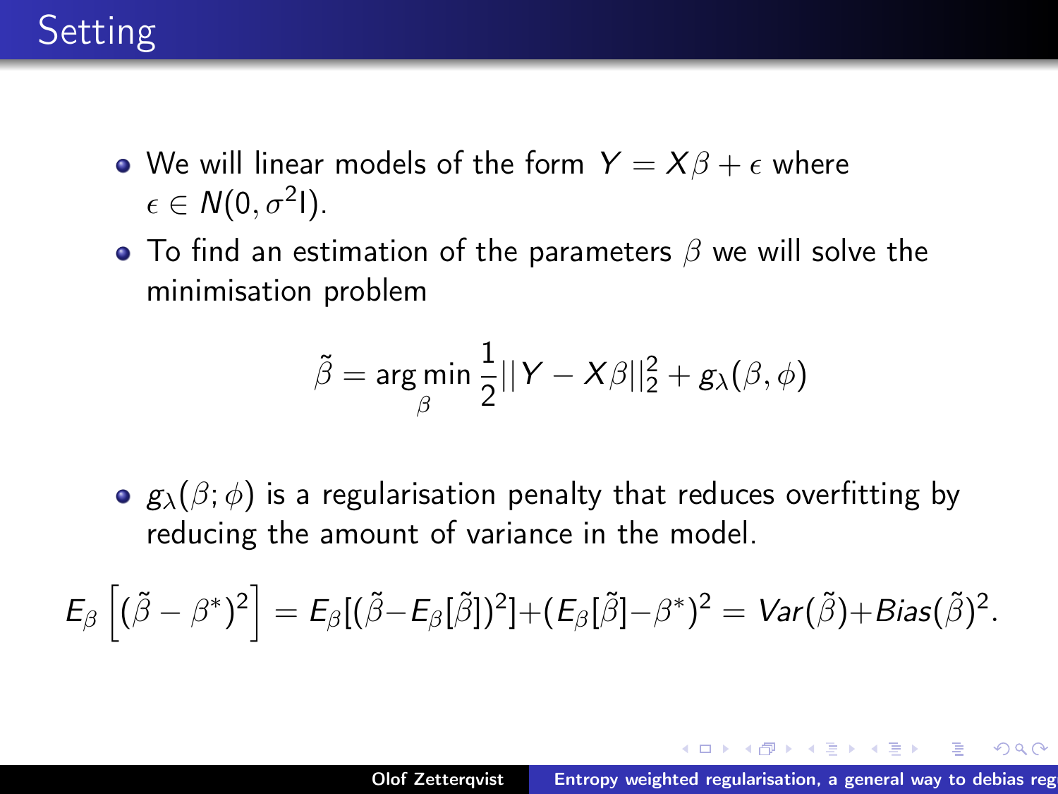# Setting

- We will linear models of the form $Y = X\beta + \epsilon$ where $\epsilon \in N(0, \sigma^2 \text{I})$.
- To find an estimation of the parameters $\beta$ we will solve the minimisation problem

$$\tilde{\beta} = \arg\min_{\beta} \frac{1}{2}||Y - X\beta||_2^2 + g_\lambda(\beta, \phi)$$

- $g_\lambda(\beta; \phi)$ is a regularisation penalty that reduces overfitting by reducing the amount of variance in the model.

$$E_\beta\left[(\tilde{\beta} - \beta^*)^2\right] = E_\beta[(\tilde{\beta} - E_\beta[\tilde{\beta}])^2] + (E_\beta[\tilde{\beta}] - \beta^*)^2 = Var(\tilde{\beta}) + Bias(\tilde{\beta})^2.$$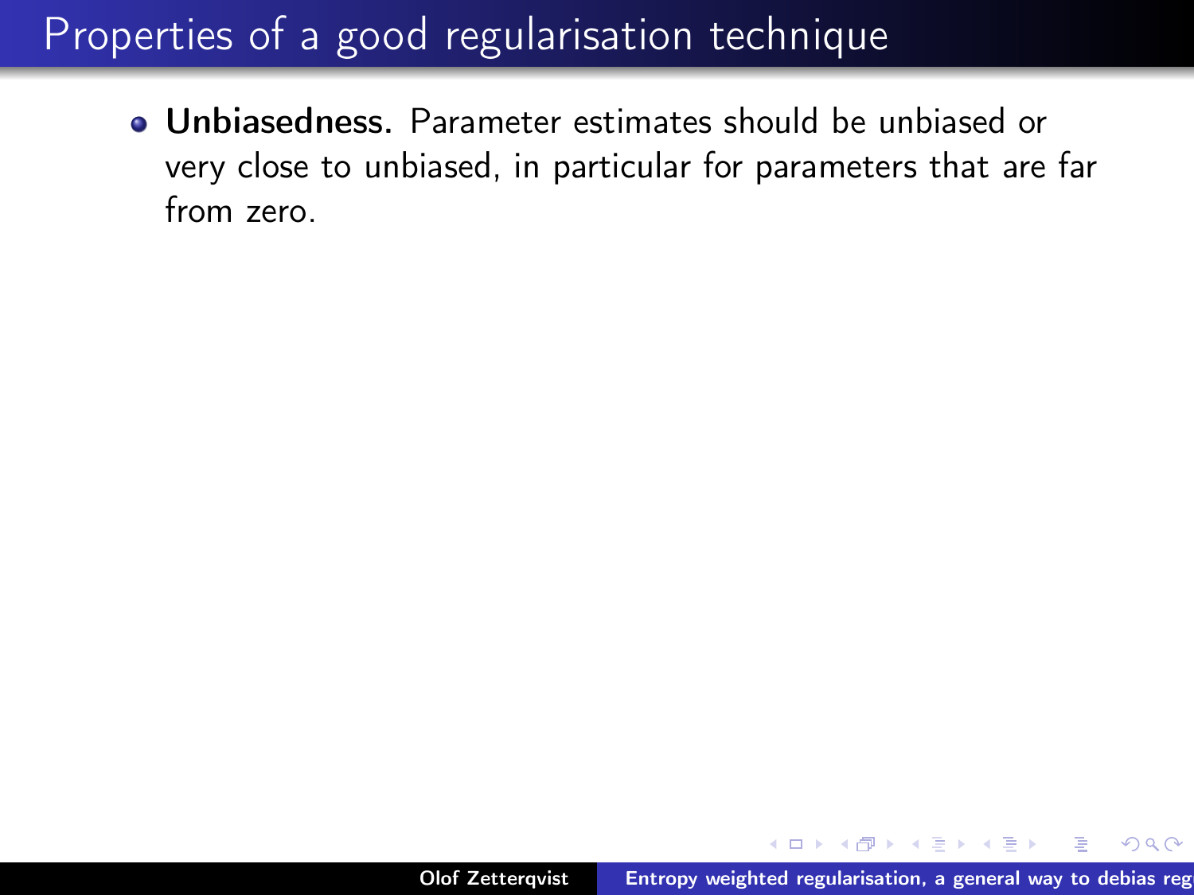# Properties of a good regularisation technique

- **Unbiasedness.** Parameter estimates should be unbiased or very close to unbiased, in particular for parameters that are far from zero.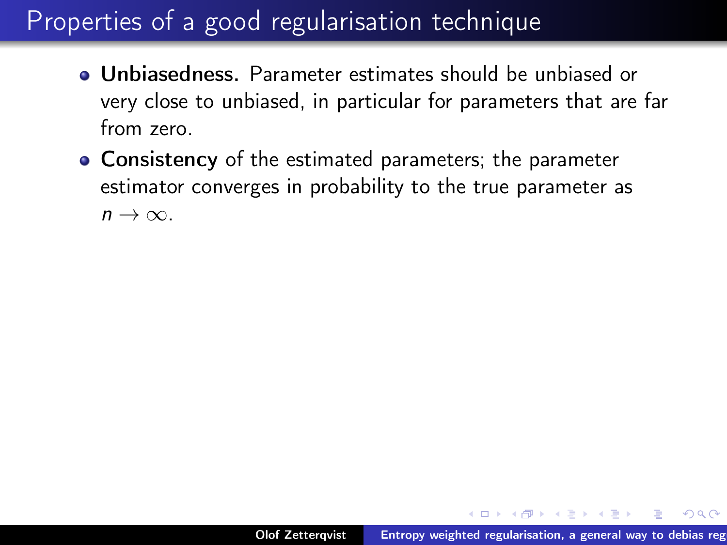# Properties of a good regularisation technique

- **Unbiasedness.** Parameter estimates should be unbiased or very close to unbiased, in particular for parameters that are far from zero.
- **Consistency** of the estimated parameters; the parameter estimator converges in probability to the true parameter as $n \to \infty$.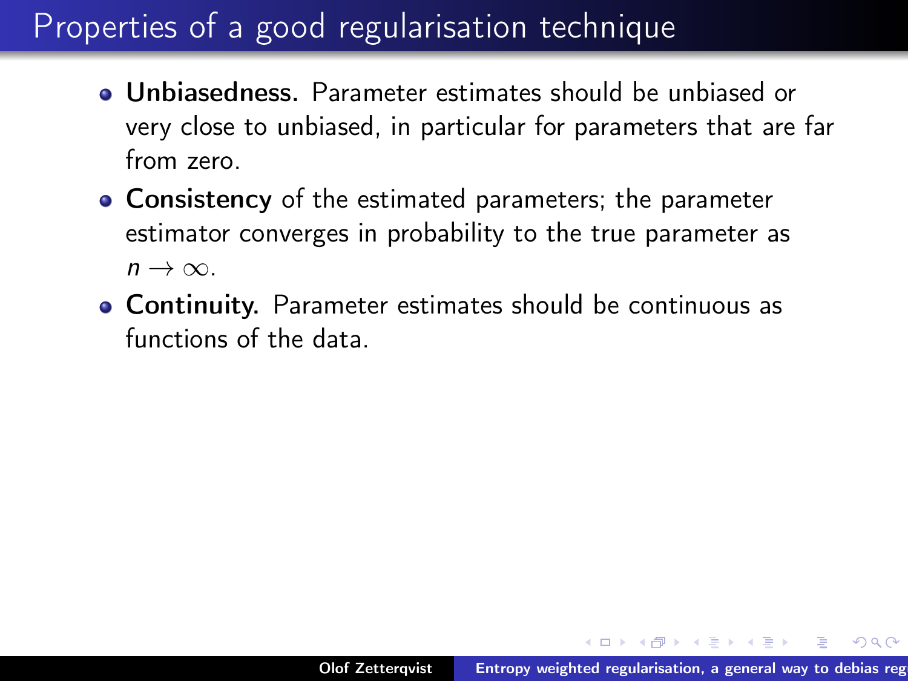# Properties of a good regularisation technique

- **Unbiasedness.** Parameter estimates should be unbiased or very close to unbiased, in particular for parameters that are far from zero.
- **Consistency** of the estimated parameters; the parameter estimator converges in probability to the true parameter as $n \to \infty$.
- **Continuity.** Parameter estimates should be continuous as functions of the data.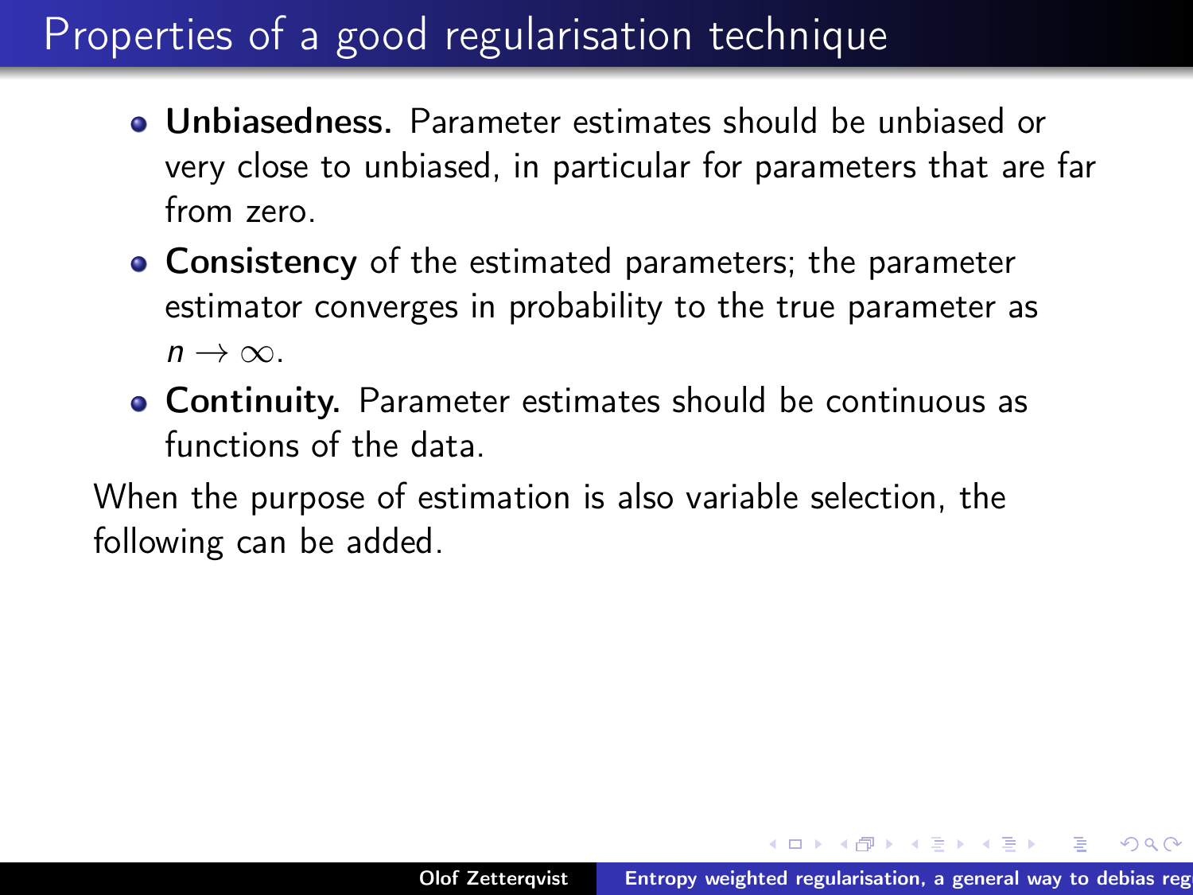# Properties of a good regularisation technique

- **Unbiasedness.** Parameter estimates should be unbiased or very close to unbiased, in particular for parameters that are far from zero.
- **Consistency** of the estimated parameters; the parameter estimator converges in probability to the true parameter as $n \to \infty$.
- **Continuity.** Parameter estimates should be continuous as functions of the data.

When the purpose of estimation is also variable selection, the following can be added.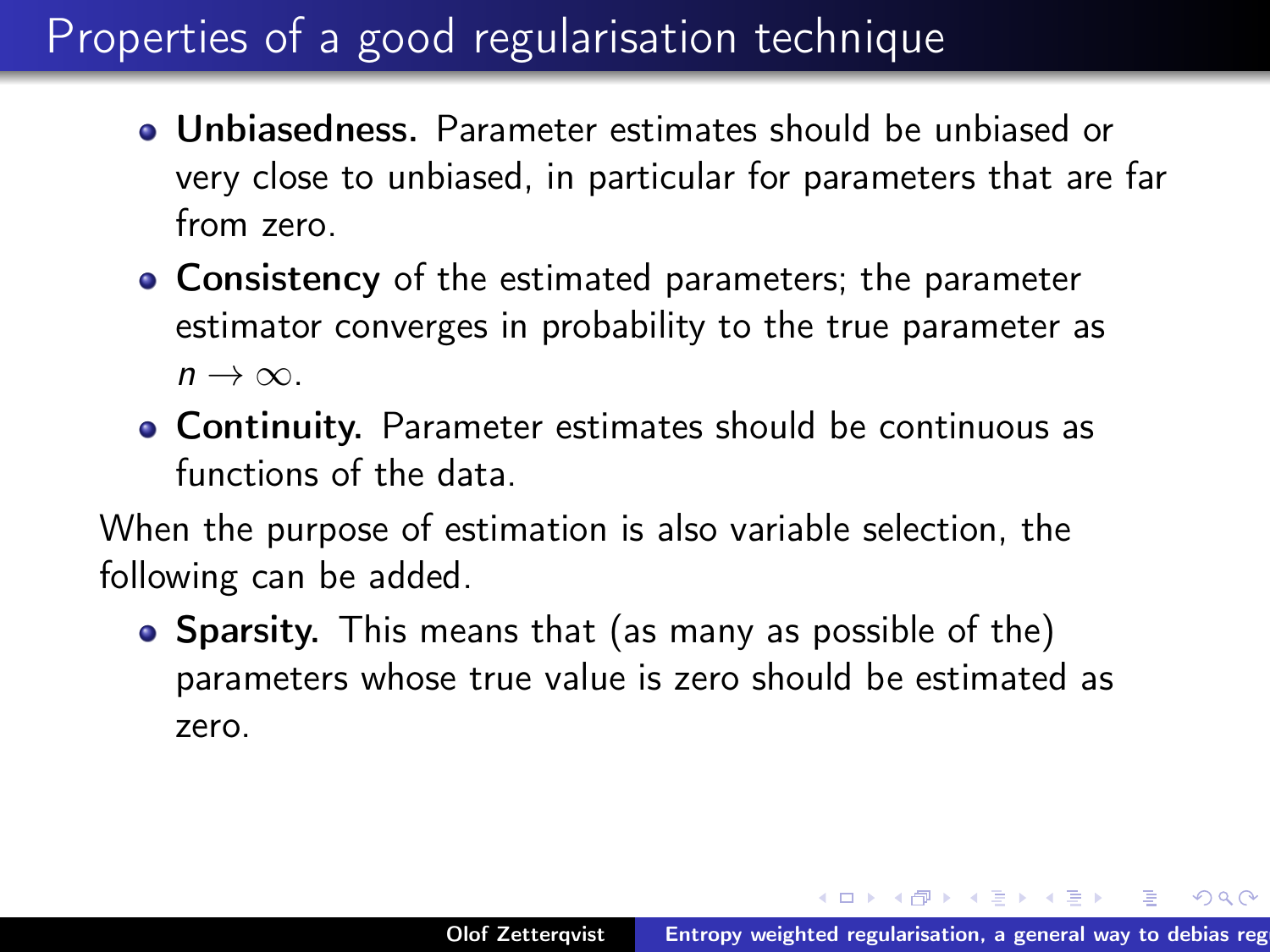# Properties of a good regularisation technique

- **Unbiasedness.** Parameter estimates should be unbiased or very close to unbiased, in particular for parameters that are far from zero.
- **Consistency** of the estimated parameters; the parameter estimator converges in probability to the true parameter as $n \to \infty$.
- **Continuity.** Parameter estimates should be continuous as functions of the data.

When the purpose of estimation is also variable selection, the following can be added.

- **Sparsity.** This means that (as many as possible of the) parameters whose true value is zero should be estimated as zero.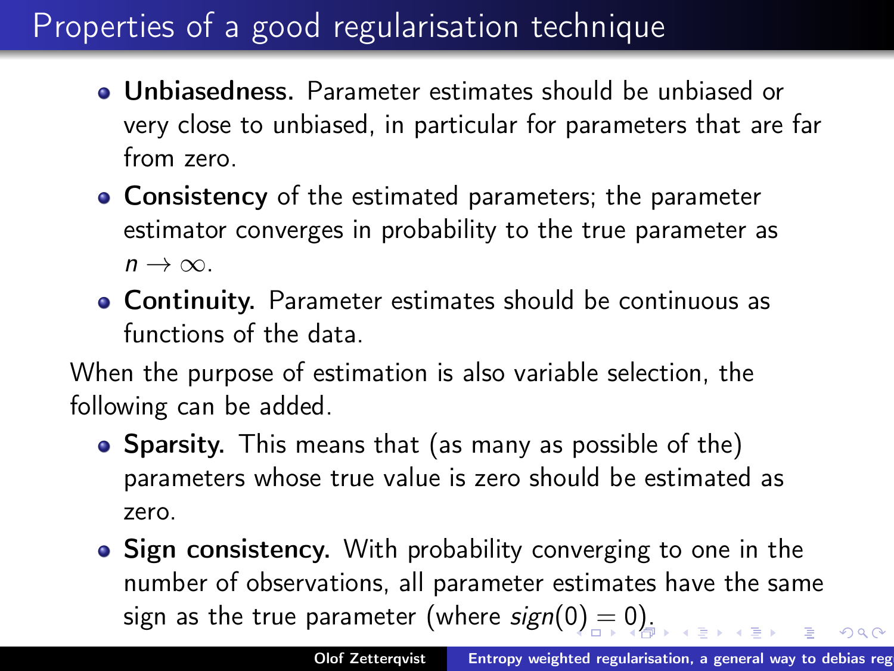# Properties of a good regularisation technique

- **Unbiasedness.** Parameter estimates should be unbiased or very close to unbiased, in particular for parameters that are far from zero.
- **Consistency** of the estimated parameters; the parameter estimator converges in probability to the true parameter as $n \to \infty$.
- **Continuity.** Parameter estimates should be continuous as functions of the data.

When the purpose of estimation is also variable selection, the following can be added.

- **Sparsity.** This means that (as many as possible of the) parameters whose true value is zero should be estimated as zero.
- **Sign consistency.** With probability converging to one in the number of observations, all parameter estimates have the same sign as the true parameter (where $sign(0) = 0$).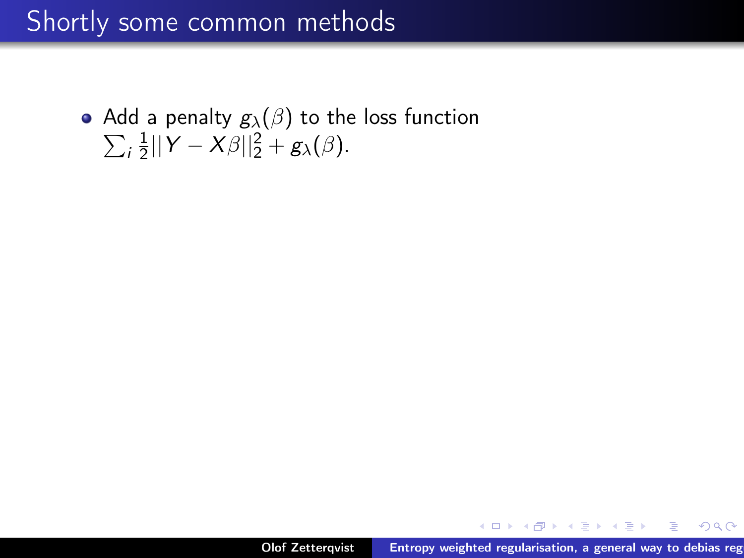# Shortly some common methods

- Add a penalty $g_\lambda(\beta)$ to the loss function $\sum_i \frac{1}{2}||Y - X\beta||_2^2 + g_\lambda(\beta)$.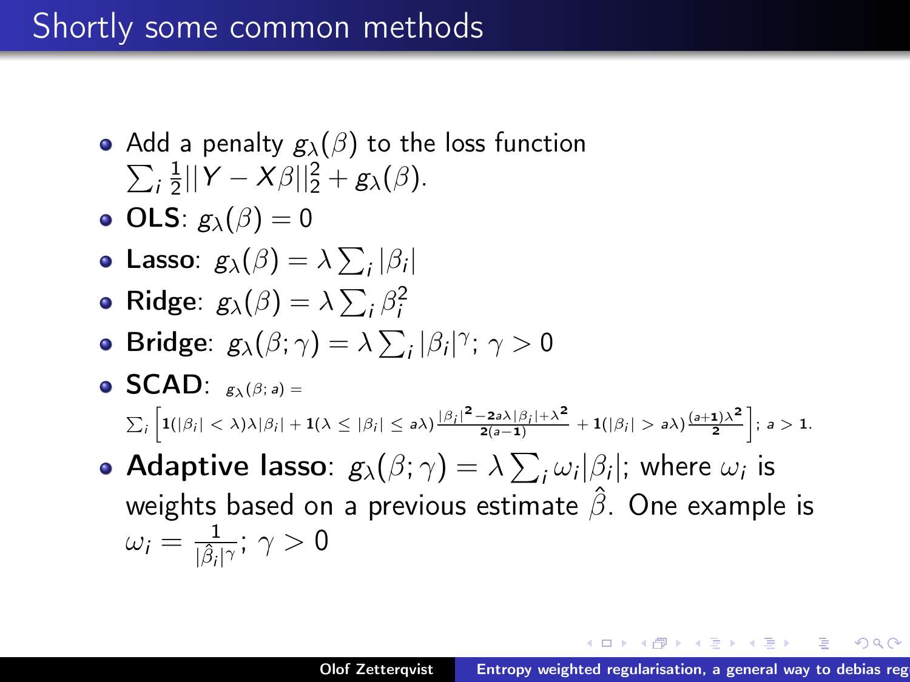# Shortly some common methods

- Add a penalty $g_\lambda(\beta)$ to the loss function $\sum_i \frac{1}{2}||Y - X\beta||_2^2 + g_\lambda(\beta)$.
- **OLS**: $g_\lambda(\beta) = 0$
- **Lasso**: $g_\lambda(\beta) = \lambda \sum_i |\beta_i|$
- **Ridge**: $g_\lambda(\beta) = \lambda \sum_i \beta_i^2$
- **Bridge**: $g_\lambda(\beta; \gamma) = \lambda \sum_i |\beta_i|^\gamma$; $\gamma > 0$
- **SCAD**: $g_\lambda(\beta; a) = \sum_i \left[ \mathbf{1}(|\beta_i| < \lambda)\lambda|\beta_i| + \mathbf{1}(\lambda \leq |\beta_i| \leq a\lambda) \frac{|\beta_i|^2 - 2a\lambda|\beta_i| + \lambda^2}{2(a-1)} + \mathbf{1}(|\beta_i| > a\lambda) \frac{(a+1)\lambda^2}{2} \right]$; $a > 1$.
- **Adaptive lasso**: $g_\lambda(\beta; \gamma) = \lambda \sum_i \omega_i |\beta_i|$; where $\omega_i$ is weights based on a previous estimate $\hat{\beta}$. One example is $\omega_i = \frac{1}{|\hat{\beta}_i|^\gamma}$; $\gamma > 0$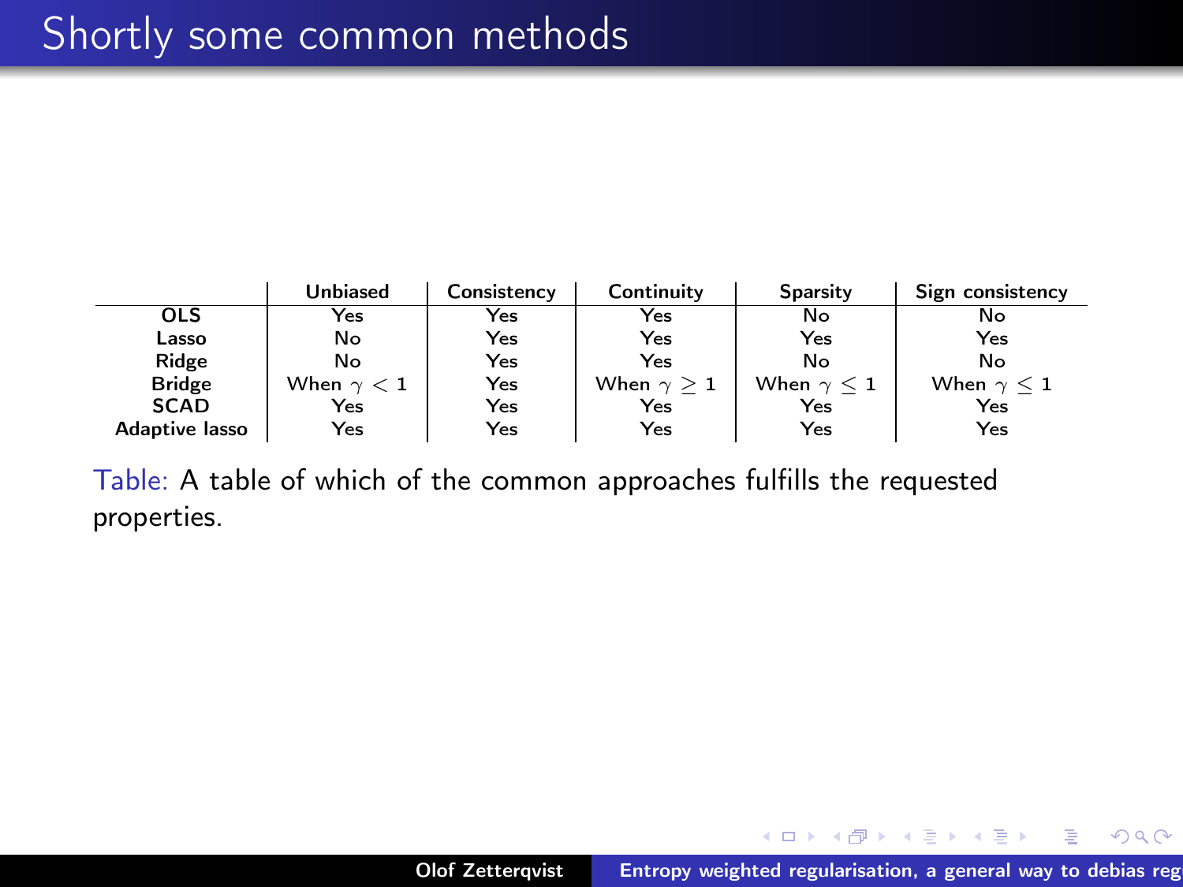# Shortly some common methods

| | Unbiased | Consistency | Continuity | Sparsity | Sign consistency |
|---|---|---|---|---|---|
| **OLS** | Yes | Yes | Yes | No | No |
| **Lasso** | No | Yes | Yes | Yes | Yes |
| **Ridge** | No | Yes | Yes | No | No |
| **Bridge** | When $\gamma < 1$ | Yes | When $\gamma \geq 1$ | When $\gamma \leq 1$ | When $\gamma \leq 1$ |
| **SCAD** | Yes | Yes | Yes | Yes | Yes |
| **Adaptive lasso** | Yes | Yes | Yes | Yes | Yes |

Table: A table of which of the common approaches fulfills the requested properties.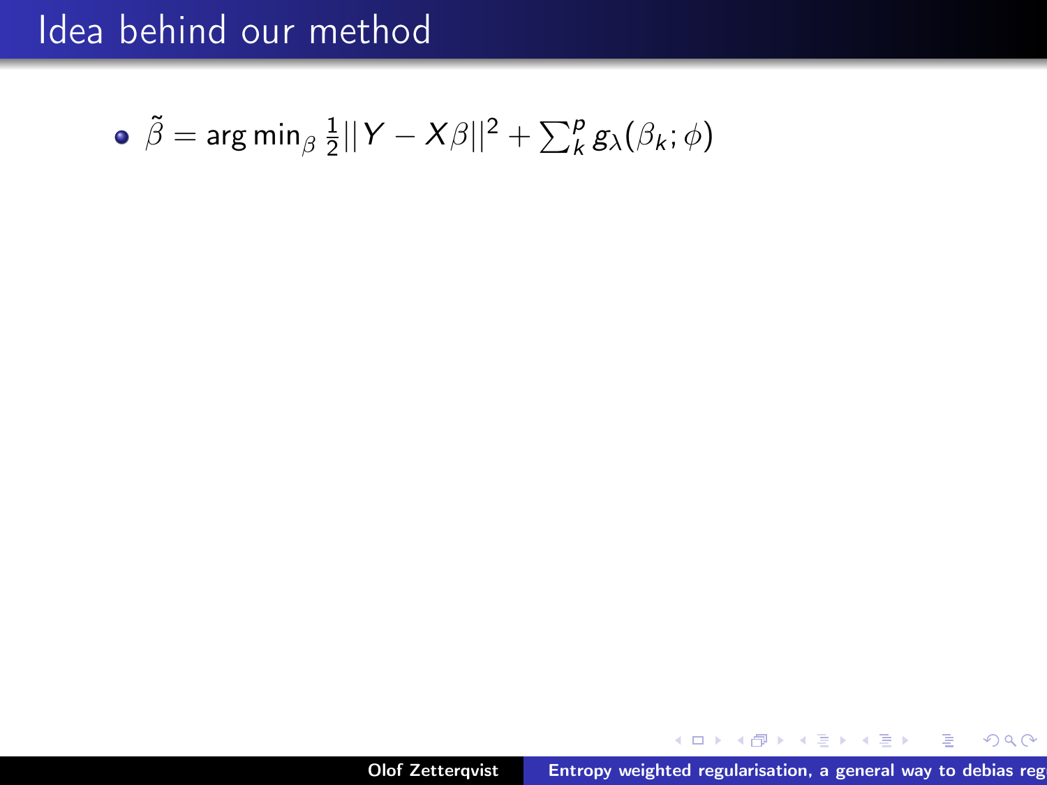# Idea behind our method

- $\tilde{\beta} = \arg\min_{\beta} \frac{1}{2}||Y - X\beta||^2 + \sum_k^p g_\lambda(\beta_k; \phi)$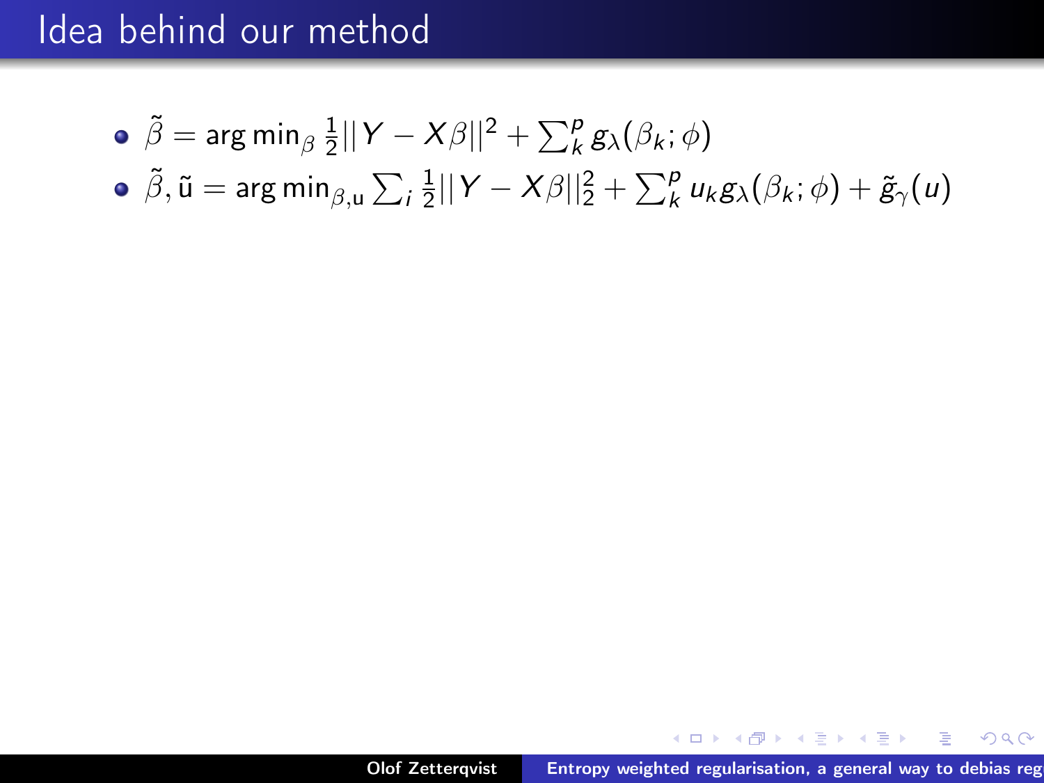# Idea behind our method

- $\tilde{\beta} = \arg\min_{\beta} \frac{1}{2}||Y - X\beta||^2 + \sum_k^p g_\lambda(\beta_k; \phi)$
- $\tilde{\beta}, \tilde{\text{u}} = \arg\min_{\beta,\text{u}} \sum_i \frac{1}{2}||Y - X\beta||_2^2 + \sum_k^p u_k g_\lambda(\beta_k; \phi) + \tilde{g}_\gamma(u)$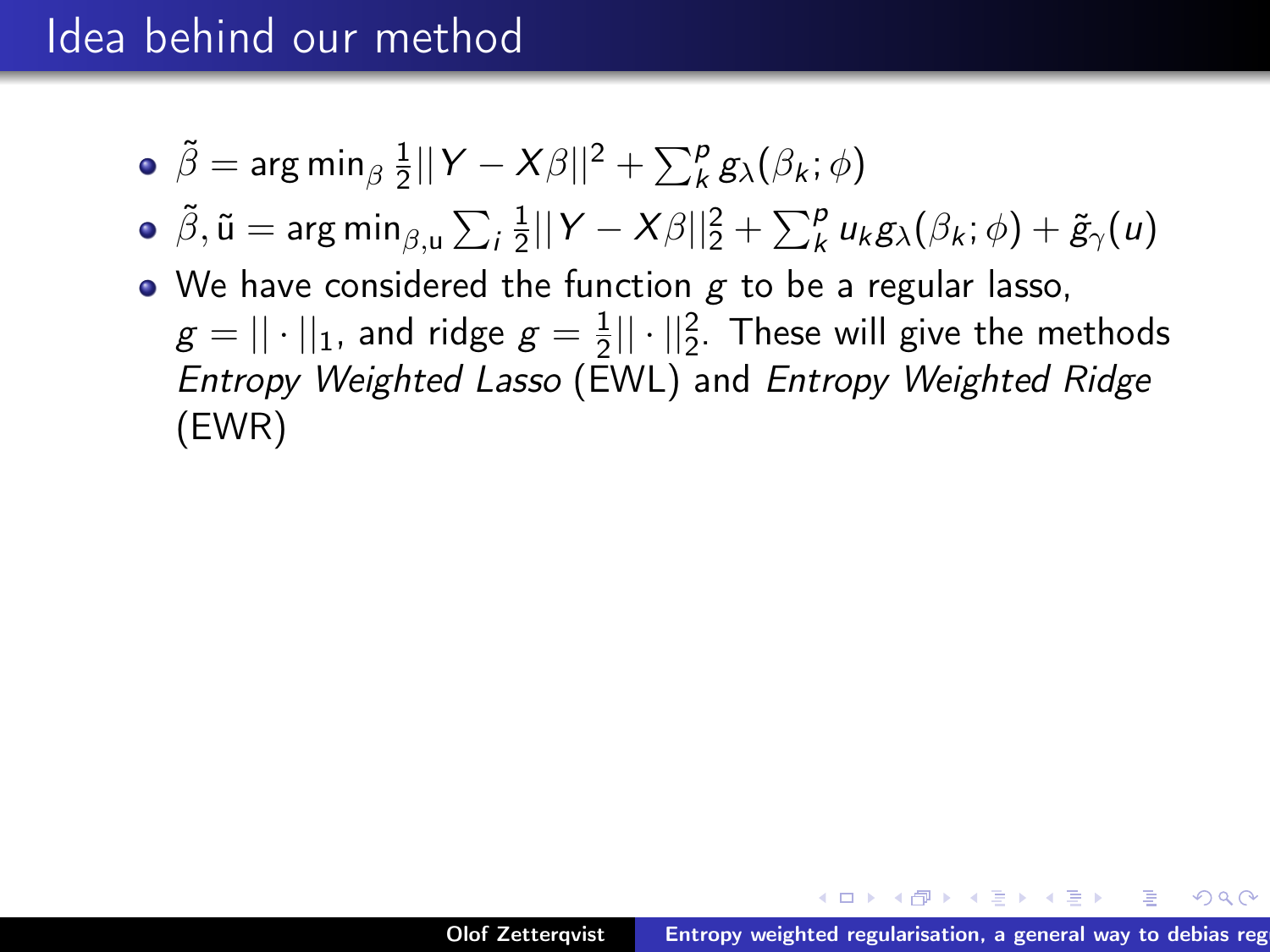# Idea behind our method

- $\tilde{\beta} = \arg\min_{\beta} \frac{1}{2}||Y - X\beta||^2 + \sum_k^p g_\lambda(\beta_k; \phi)$
- $\tilde{\beta}, \tilde{\mathrm{u}} = \arg\min_{\beta,\mathrm{u}} \sum_i \frac{1}{2}||Y - X\beta||_2^2 + \sum_k^p u_k g_\lambda(\beta_k; \phi) + \tilde{g}_\gamma(u)$
- We have considered the function $g$ to be a regular lasso, $g = ||\cdot||_1$, and ridge $g = \frac{1}{2}||\cdot||_2^2$. These will give the methods *Entropy Weighted Lasso* (EWL) and *Entropy Weighted Ridge* (EWR)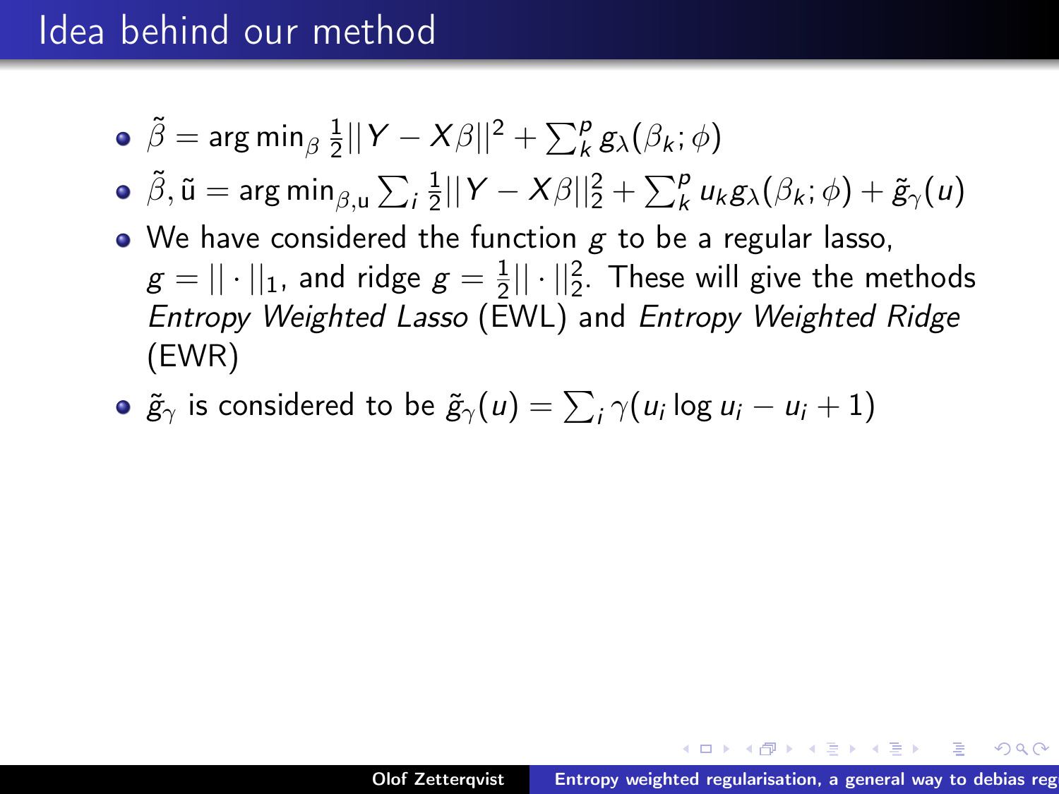# Idea behind our method

- $\tilde{\beta} = \arg\min_{\beta} \frac{1}{2}||Y - X\beta||^2 + \sum_k^p g_\lambda(\beta_k; \phi)$
- $\tilde{\beta}, \tilde{\mathrm{u}} = \arg\min_{\beta,\mathrm{u}} \sum_i \frac{1}{2}||Y - X\beta||_2^2 + \sum_k^p u_k g_\lambda(\beta_k; \phi) + \tilde{g}_\gamma(u)$
- We have considered the function $g$ to be a regular lasso, $g = || \cdot ||_1$, and ridge $g = \frac{1}{2}|| \cdot ||_2^2$. These will give the methods *Entropy Weighted Lasso* (EWL) and *Entropy Weighted Ridge* (EWR)
- $\tilde{g}_\gamma$ is considered to be $\tilde{g}_\gamma(u) = \sum_i \gamma(u_i \log u_i - u_i + 1)$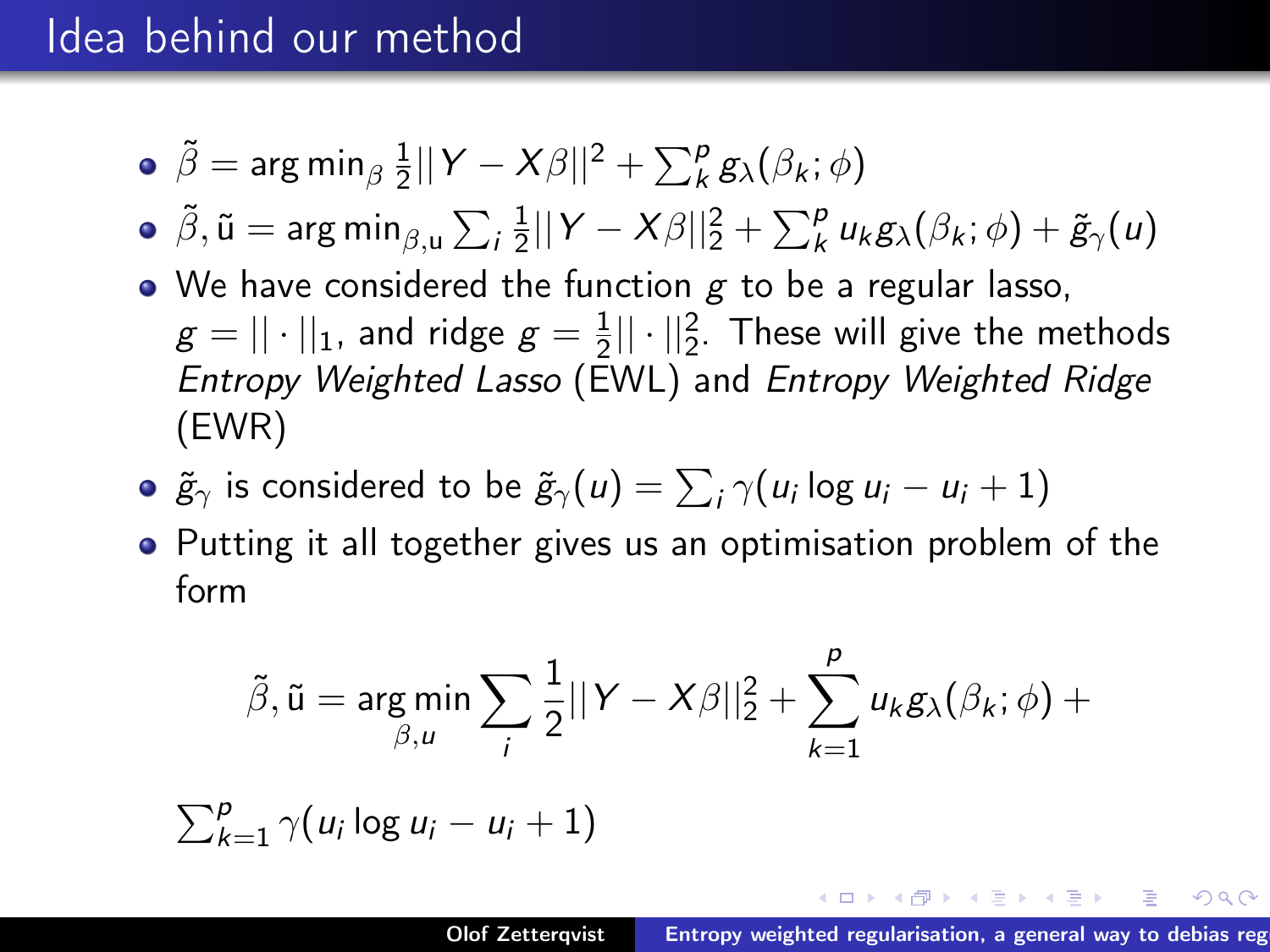# Idea behind our method

- $\tilde{\beta} = \arg\min_{\beta} \frac{1}{2}||Y - X\beta||^2 + \sum_k^p g_\lambda(\beta_k; \phi)$
- $\tilde{\beta}, \tilde{\mathrm{u}} = \arg\min_{\beta,\mathrm{u}} \sum_i \frac{1}{2}||Y - X\beta||_2^2 + \sum_k^p u_k g_\lambda(\beta_k; \phi) + \tilde{g}_\gamma(u)$
- We have considered the function $g$ to be a regular lasso, $g = ||\cdot||_1$, and ridge $g = \frac{1}{2}||\cdot||_2^2$. These will give the methods *Entropy Weighted Lasso* (EWL) and *Entropy Weighted Ridge* (EWR)
- $\tilde{g}_\gamma$ is considered to be $\tilde{g}_\gamma(u) = \sum_i \gamma(u_i \log u_i - u_i + 1)$
- Putting it all together gives us an optimisation problem of the form

$$\tilde{\beta}, \tilde{\mathrm{u}} = \arg\min_{\beta,u} \sum_i \frac{1}{2}||Y - X\beta||_2^2 + \sum_{k=1}^p u_k g_\lambda(\beta_k; \phi) +$$

$\sum_{k=1}^p \gamma(u_i \log u_i - u_i + 1)$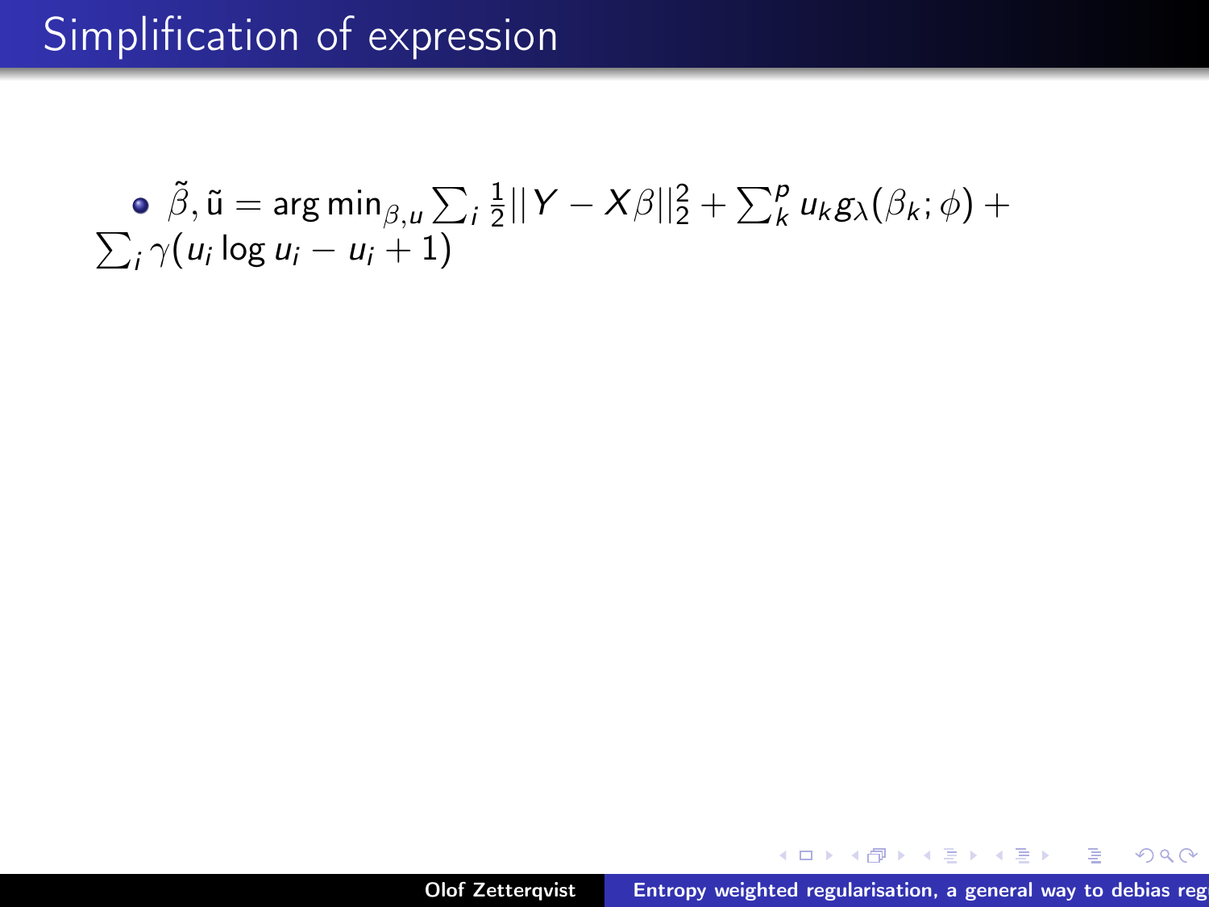# Simplification of expression

- $\tilde{\beta}, \tilde{\mathrm{u}} = \arg\min_{\beta,u} \sum_i \frac{1}{2}||Y - X\beta||_2^2 + \sum_k^p u_k g_\lambda(\beta_k;\phi) + \sum_i \gamma(u_i \log u_i - u_i + 1)$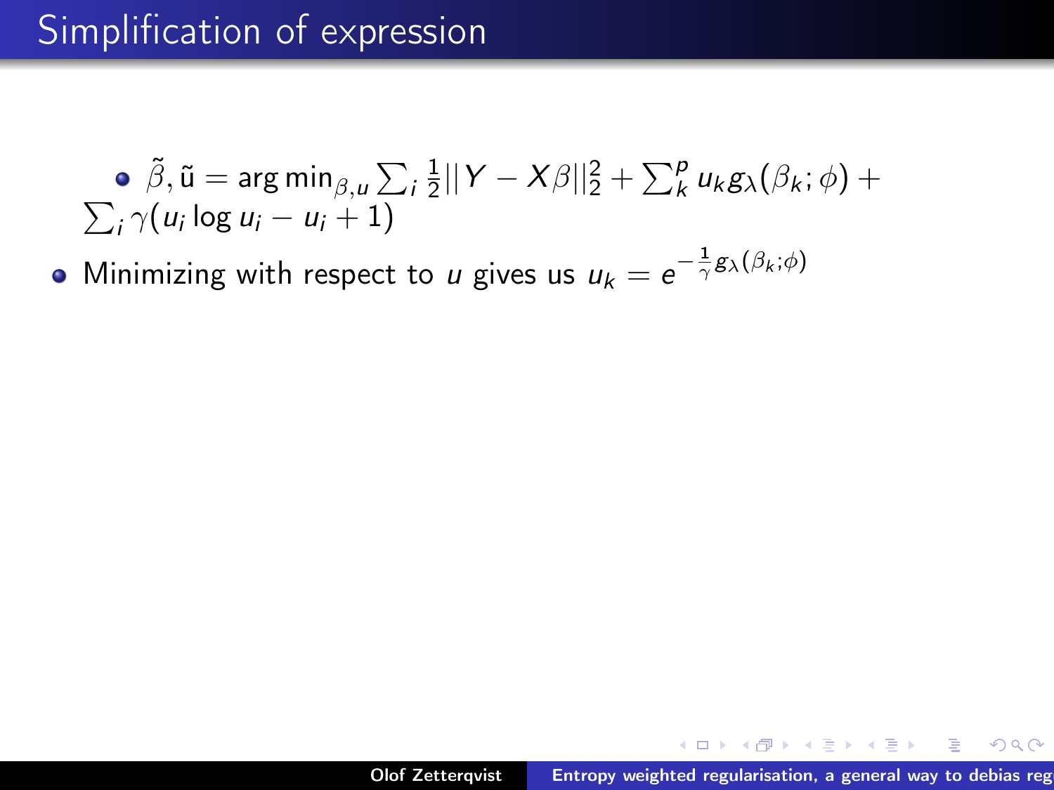# Simplification of expression

- $\tilde{\beta}, \tilde{\mathrm{u}} = \arg\min_{\beta,u} \sum_i \frac{1}{2}||Y - X\beta||_2^2 + \sum_k^p u_k g_\lambda(\beta_k;\phi) + \sum_i \gamma(u_i \log u_i - u_i + 1)$
- Minimizing with respect to $u$ gives us $u_k = e^{-\frac{1}{\gamma} g_\lambda(\beta_k;\phi)}$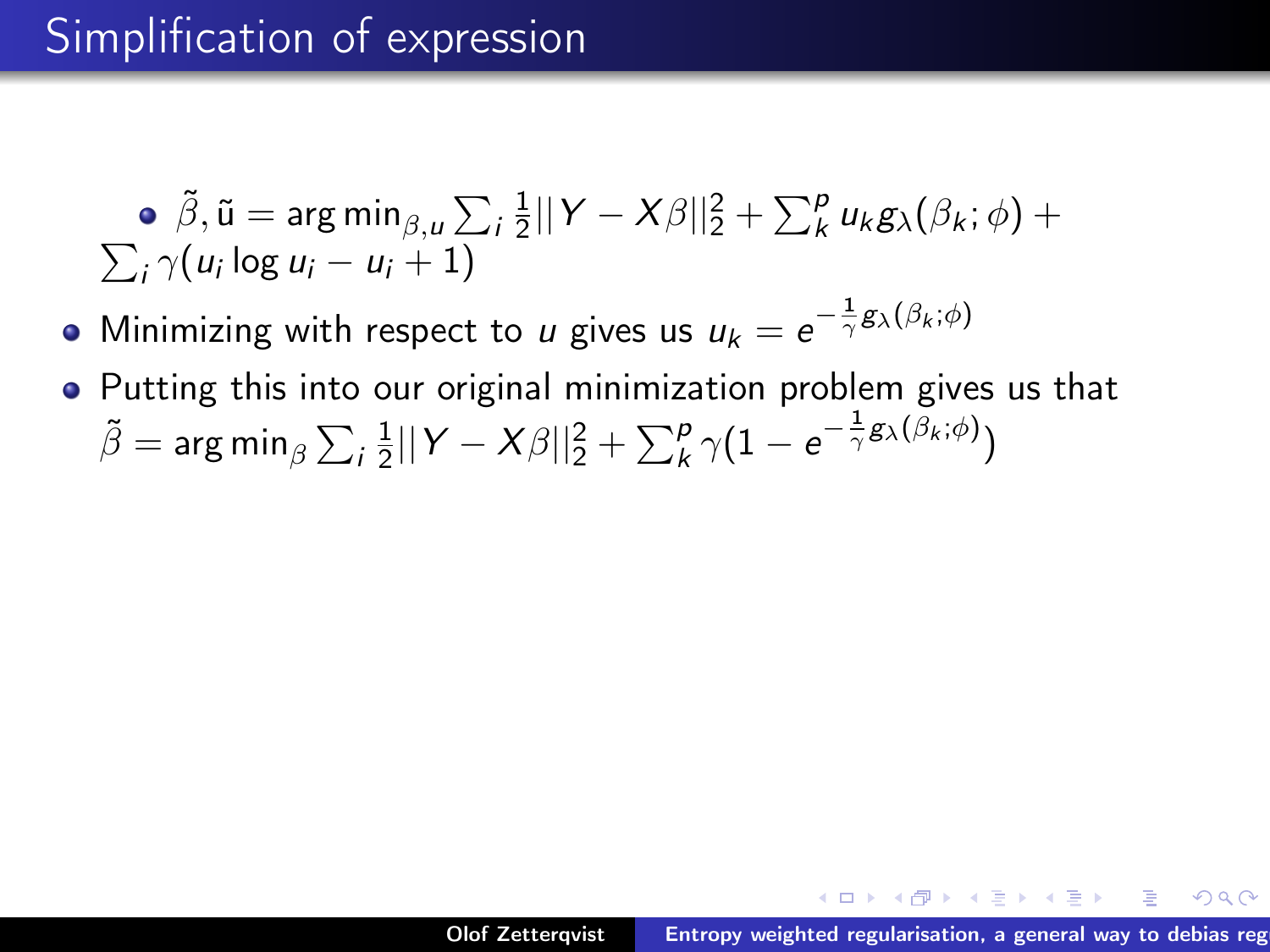# Simplification of expression

- $\tilde{\beta}, \tilde{\mathrm{u}} = \arg\min_{\beta,u} \sum_i \frac{1}{2}||Y - X\beta||_2^2 + \sum_k^p u_k g_\lambda(\beta_k;\phi) + \sum_i \gamma(u_i \log u_i - u_i + 1)$
- Minimizing with respect to $u$ gives us $u_k = e^{-\frac{1}{\gamma} g_\lambda(\beta_k;\phi)}$
- Putting this into our original minimization problem gives us that $\tilde{\beta} = \arg\min_\beta \sum_i \frac{1}{2}||Y - X\beta||_2^2 + \sum_k^p \gamma(1 - e^{-\frac{1}{\gamma} g_\lambda(\beta_k;\phi)})$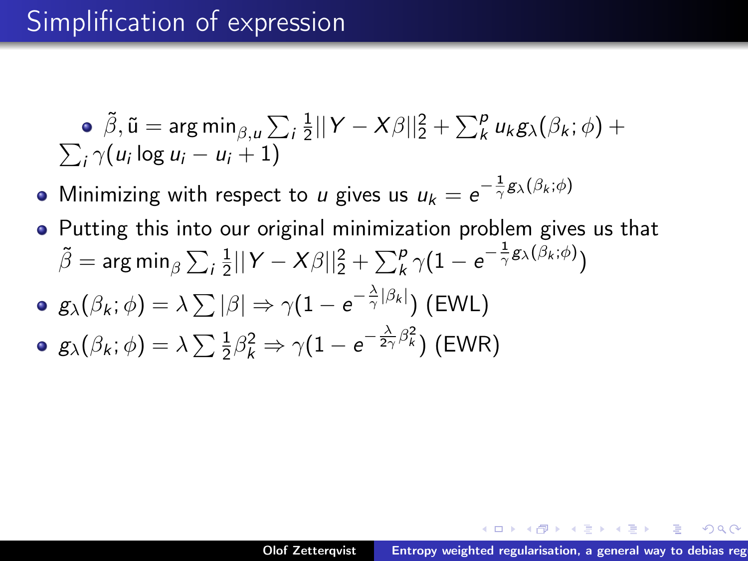# Simplification of expression

- $\tilde{\beta}, \tilde{\text{u}} = \arg\min_{\beta,u} \sum_i \frac{1}{2}||Y - X\beta||_2^2 + \sum_k^p u_k g_\lambda(\beta_k;\phi) + \sum_i \gamma(u_i \log u_i - u_i + 1)$
- Minimizing with respect to $u$ gives us $u_k = e^{-\frac{1}{\gamma} g_\lambda(\beta_k;\phi)}$
- Putting this into our original minimization problem gives us that $\tilde{\beta} = \arg\min_\beta \sum_i \frac{1}{2}||Y - X\beta||_2^2 + \sum_k^p \gamma(1 - e^{-\frac{1}{\gamma} g_\lambda(\beta_k;\phi)})$
- $g_\lambda(\beta_k;\phi) = \lambda \sum |\beta| \Rightarrow \gamma(1 - e^{-\frac{\lambda}{\gamma}|\beta_k|})$ (EWL)
- $g_\lambda(\beta_k;\phi) = \lambda \sum \frac{1}{2}\beta_k^2 \Rightarrow \gamma(1 - e^{-\frac{\lambda}{2\gamma}\beta_k^2})$ (EWR)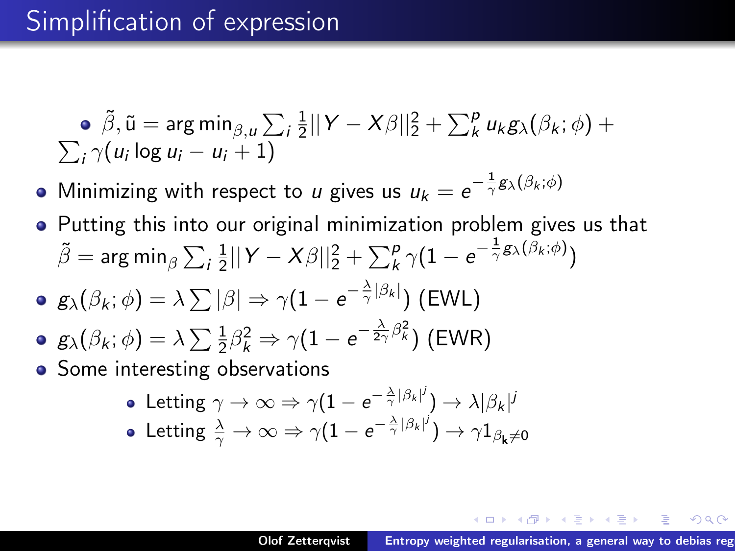# Simplification of expression

- $\tilde{\beta}, \tilde{u} = \arg\min_{\beta,u} \sum_i \frac{1}{2}||Y - X\beta||_2^2 + \sum_k^p u_k g_\lambda(\beta_k;\phi) + \sum_i \gamma(u_i \log u_i - u_i + 1)$
- Minimizing with respect to $u$ gives us $u_k = e^{-\frac{1}{\gamma}g_\lambda(\beta_k;\phi)}$
- Putting this into our original minimization problem gives us that $\tilde{\beta} = \arg\min_\beta \sum_i \frac{1}{2}||Y - X\beta||_2^2 + \sum_k^p \gamma(1 - e^{-\frac{1}{\gamma}g_\lambda(\beta_k;\phi)})$
- $g_\lambda(\beta_k;\phi) = \lambda \sum |\beta| \Rightarrow \gamma(1 - e^{-\frac{\lambda}{\gamma}|\beta_k|})$ (EWL)
- $g_\lambda(\beta_k;\phi) = \lambda \sum \frac{1}{2}\beta_k^2 \Rightarrow \gamma(1 - e^{-\frac{\lambda}{2\gamma}\beta_k^2})$ (EWR)
- Some interesting observations
  - Letting $\gamma \to \infty \Rightarrow \gamma(1 - e^{-\frac{\lambda}{\gamma}|\beta_k|^j}) \to \lambda|\beta_k|^j$
  - Letting $\frac{\lambda}{\gamma} \to \infty \Rightarrow \gamma(1 - e^{-\frac{\lambda}{\gamma}|\beta_k|^j}) \to \gamma 1_{\beta_k \neq 0}$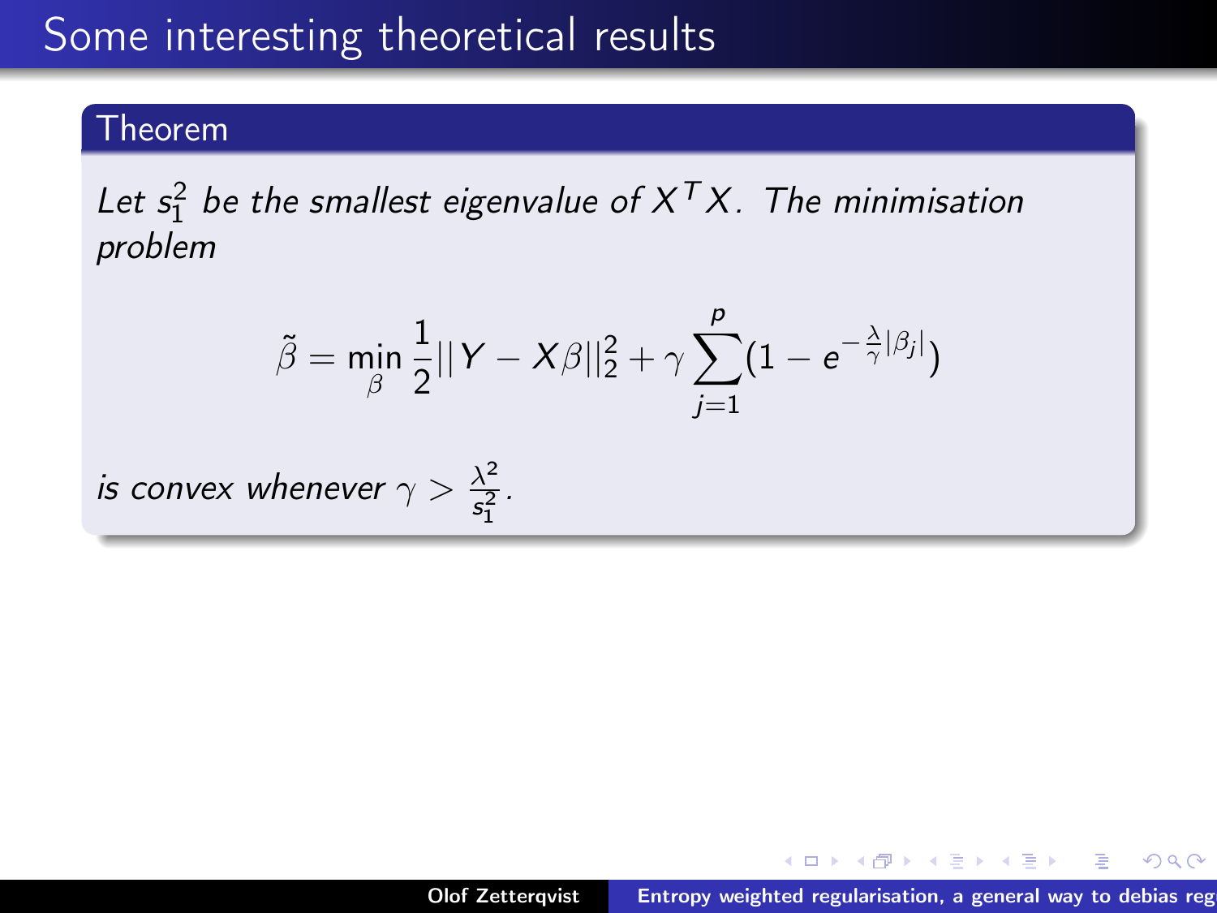# Some interesting theoretical results

**Theorem**

*Let $s_1^2$ be the smallest eigenvalue of $X^TX$. The minimisation problem*

$$\tilde{\beta} = \min_{\beta} \frac{1}{2}||Y - X\beta||_2^2 + \gamma \sum_{j=1}^{p} (1 - e^{-\frac{\lambda}{\gamma}|\beta_j|})$$

*is convex whenever $\gamma > \frac{\lambda^2}{s_1^2}$.*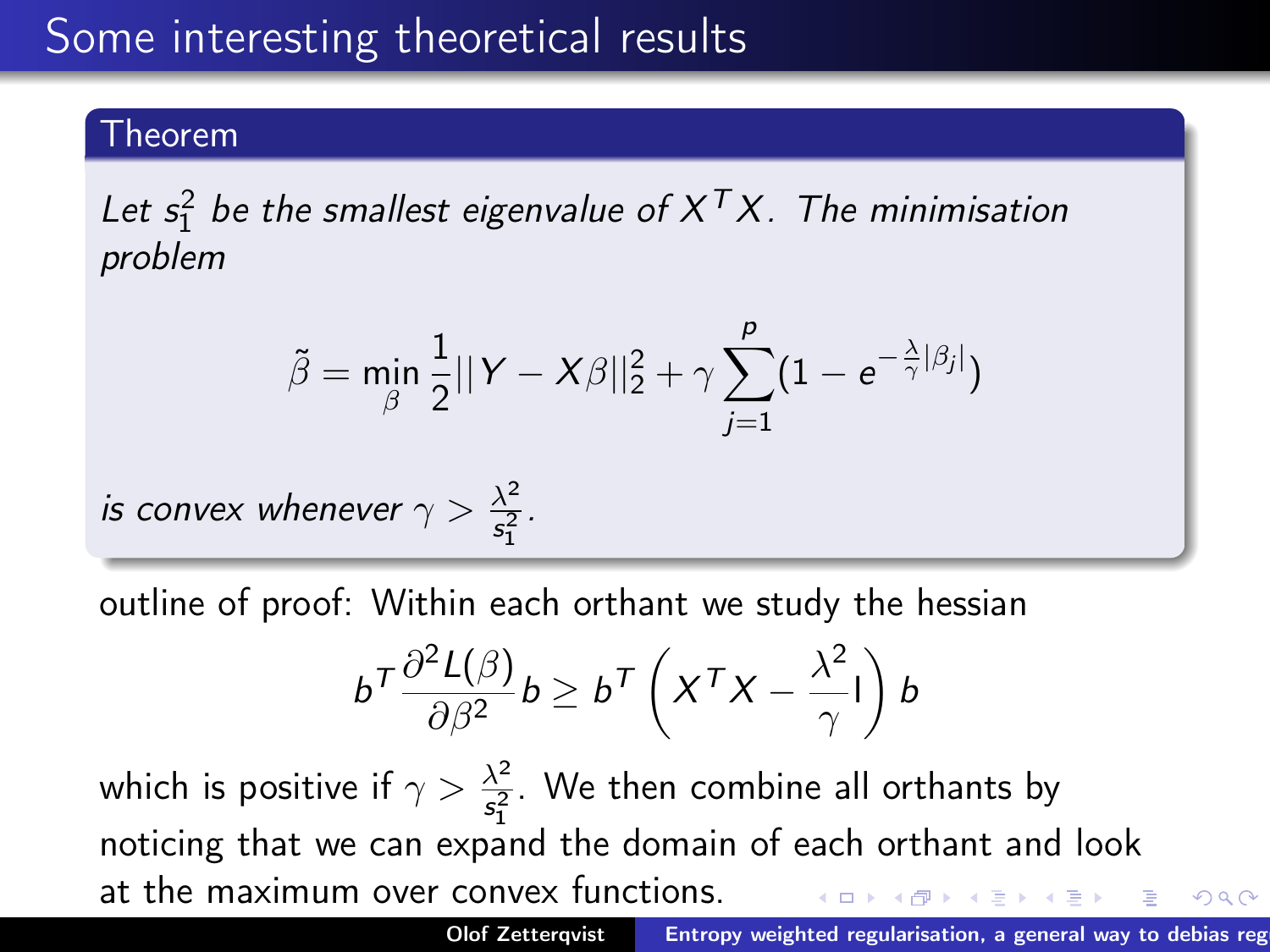# Some interesting theoretical results

**Theorem**

*Let $s_1^2$ be the smallest eigenvalue of $X^T X$. The minimisation problem*

$$\tilde{\beta} = \min_{\beta} \frac{1}{2}||Y - X\beta||_2^2 + \gamma \sum_{j=1}^{p} (1 - e^{-\frac{\lambda}{\gamma}|\beta_j|})$$

*is convex whenever $\gamma > \frac{\lambda^2}{s_1^2}$.*

outline of proof: Within each orthant we study the hessian

$$b^T \frac{\partial^2 L(\beta)}{\partial \beta^2} b \geq b^T \left( X^T X - \frac{\lambda^2}{\gamma} \mathrm{I} \right) b$$

which is positive if $\gamma > \frac{\lambda^2}{s_1^2}$. We then combine all orthants by noticing that we can expand the domain of each orthant and look at the maximum over convex functions.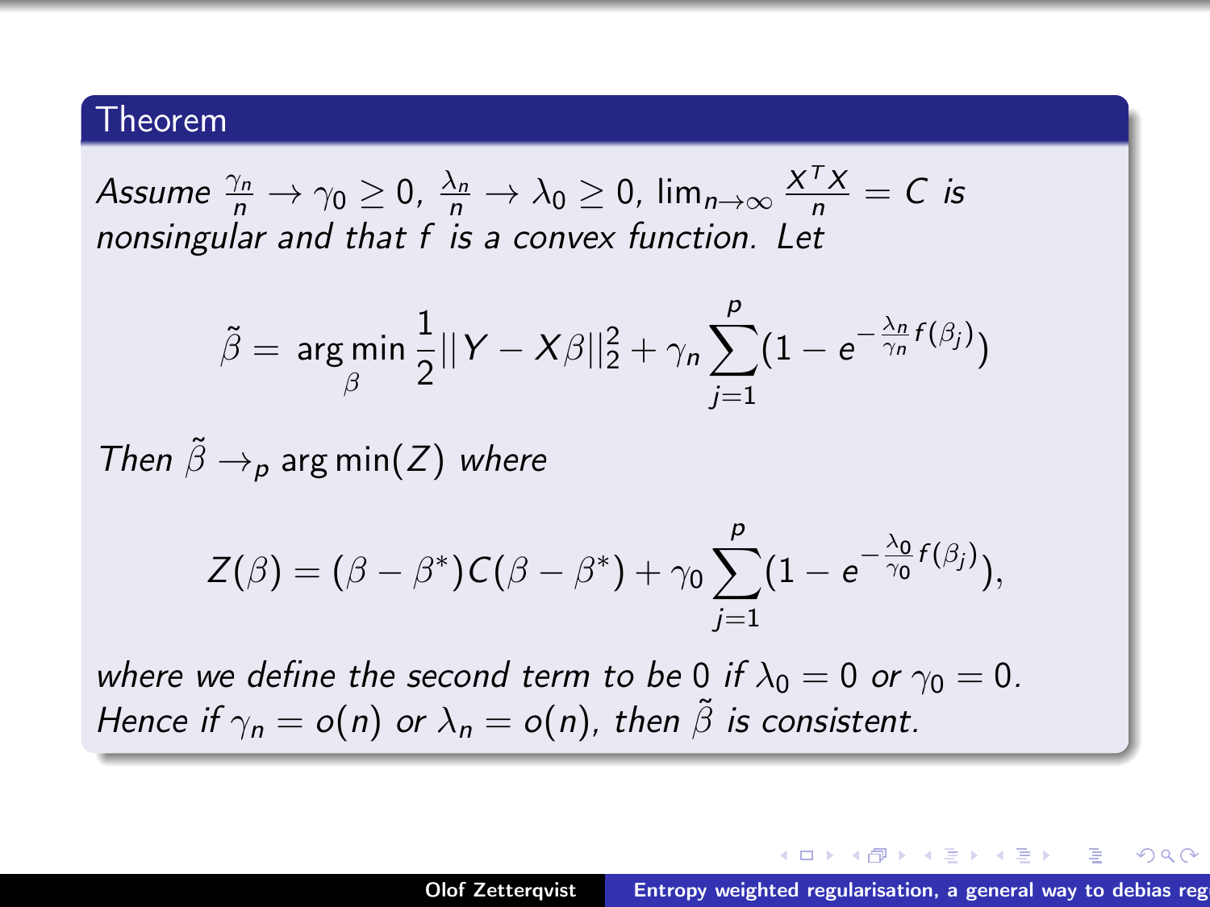## Theorem

*Assume* $\frac{\gamma_n}{n} \to \gamma_0 \geq 0$, $\frac{\lambda_n}{n} \to \lambda_0 \geq 0$, $\lim_{n\to\infty} \frac{X^T X}{n} = C$ *is nonsingular and that* $f$ *is a convex function. Let*

$$\tilde{\beta} = \arg\min_{\beta} \frac{1}{2}||Y - X\beta||_2^2 + \gamma_n \sum_{j=1}^{p} (1 - e^{-\frac{\lambda_n}{\gamma_n} f(\beta_j)})$$

*Then* $\tilde{\beta} \to_p \arg\min(Z)$ *where*

$$Z(\beta) = (\beta - \beta^*)C(\beta - \beta^*) + \gamma_0 \sum_{j=1}^{p} (1 - e^{-\frac{\lambda_0}{\gamma_0} f(\beta_j)}),$$

*where we define the second term to be* $0$ *if* $\lambda_0 = 0$ *or* $\gamma_0 = 0$. *Hence if* $\gamma_n = o(n)$ *or* $\lambda_n = o(n)$, *then* $\tilde{\beta}$ *is consistent.*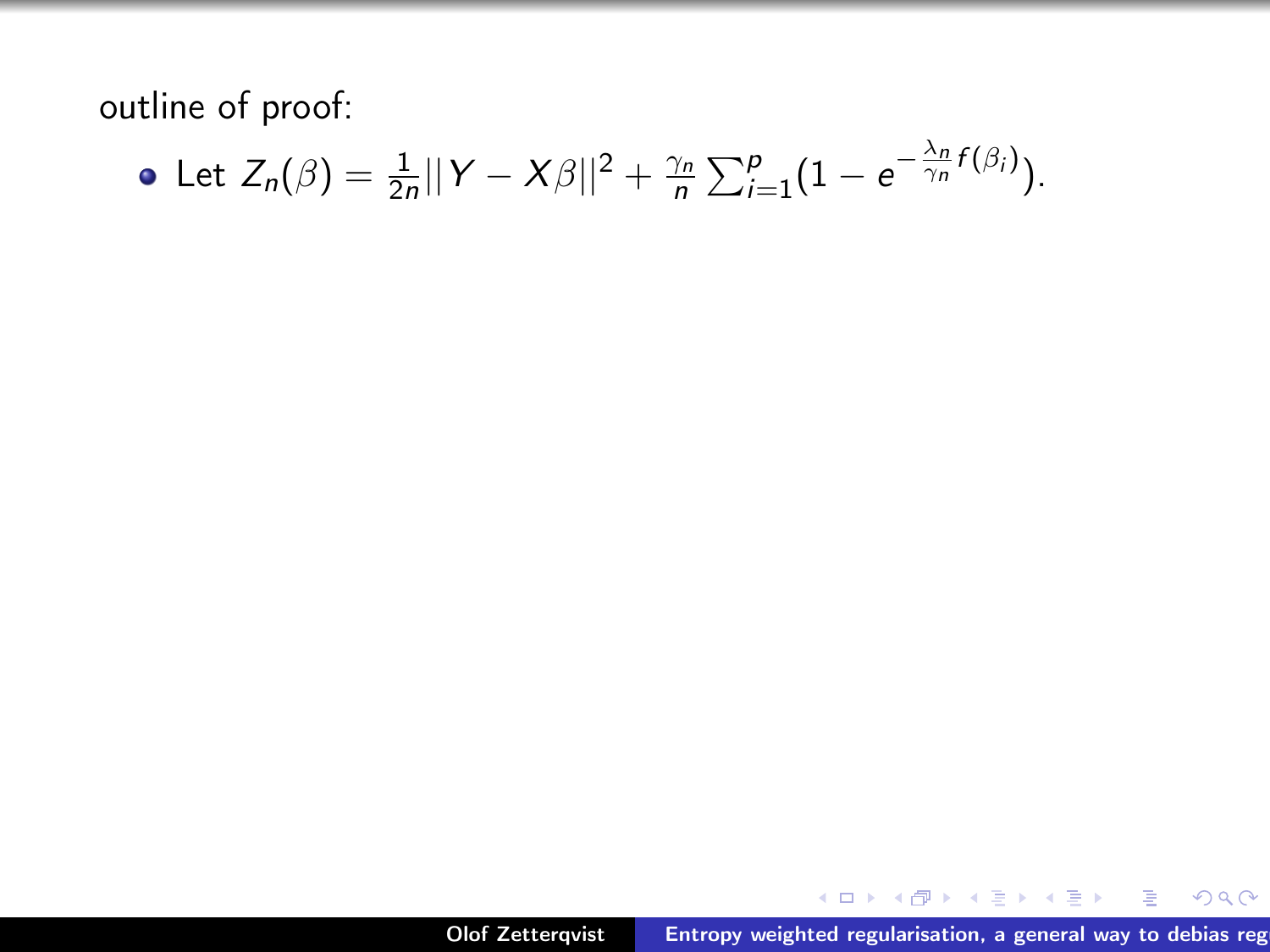outline of proof:

- Let $Z_n(\beta) = \frac{1}{2n}||Y - X\beta||^2 + \frac{\gamma_n}{n}\sum_{i=1}^{p}(1 - e^{-\frac{\lambda_n}{\gamma_n}f(\beta_i)})$.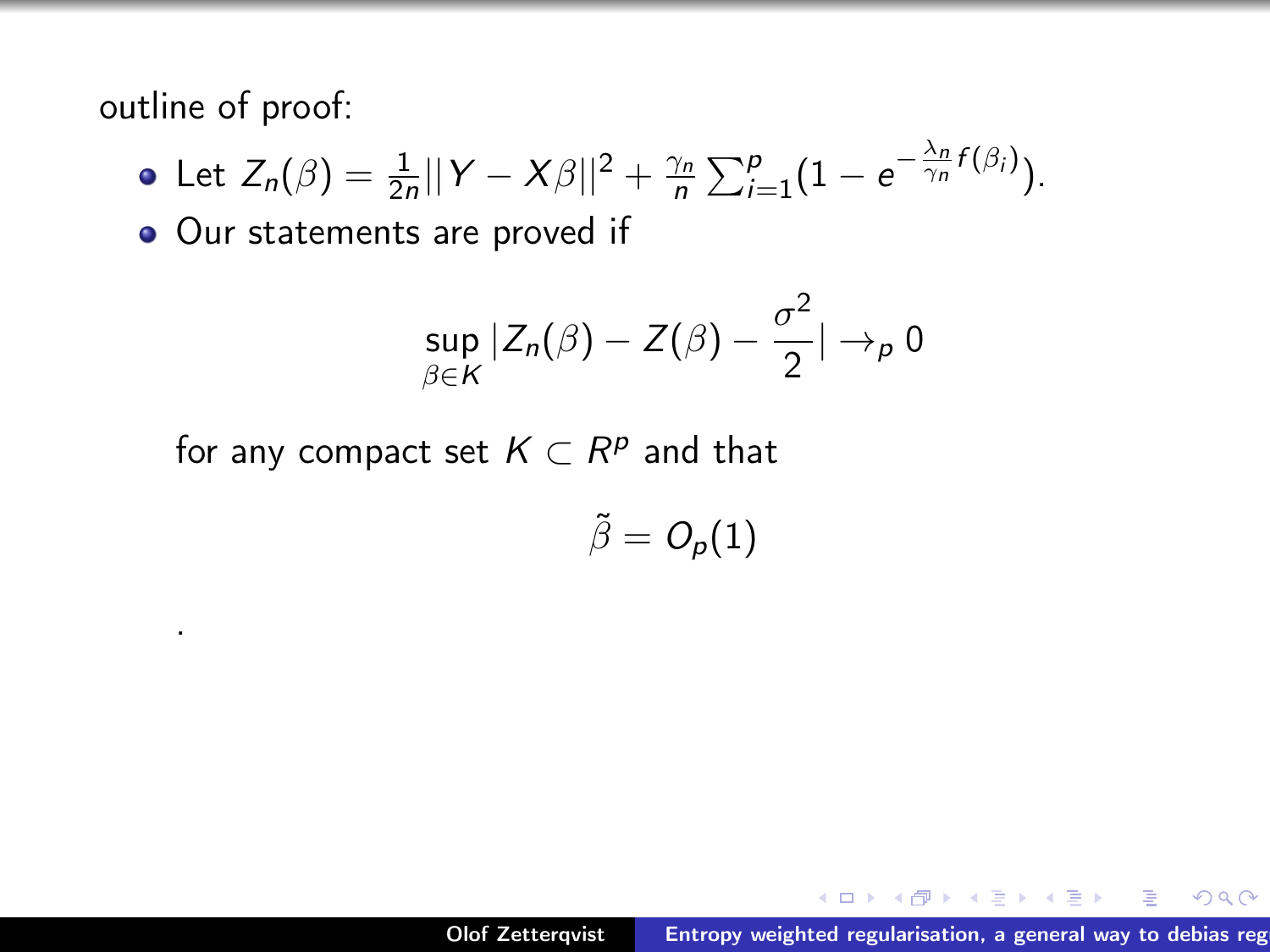outline of proof:

- Let $Z_n(\beta) = \frac{1}{2n}||Y - X\beta||^2 + \frac{\gamma_n}{n}\sum_{i=1}^{p}(1 - e^{-\frac{\lambda_n}{\gamma_n}f(\beta_i)})$.
- Our statements are proved if

$$\sup_{\beta \in K} |Z_n(\beta) - Z(\beta) - \frac{\sigma^2}{2}| \to_p 0$$

for any compact set $K \subset R^p$ and that

$$\tilde{\beta} = O_p(1)$$

.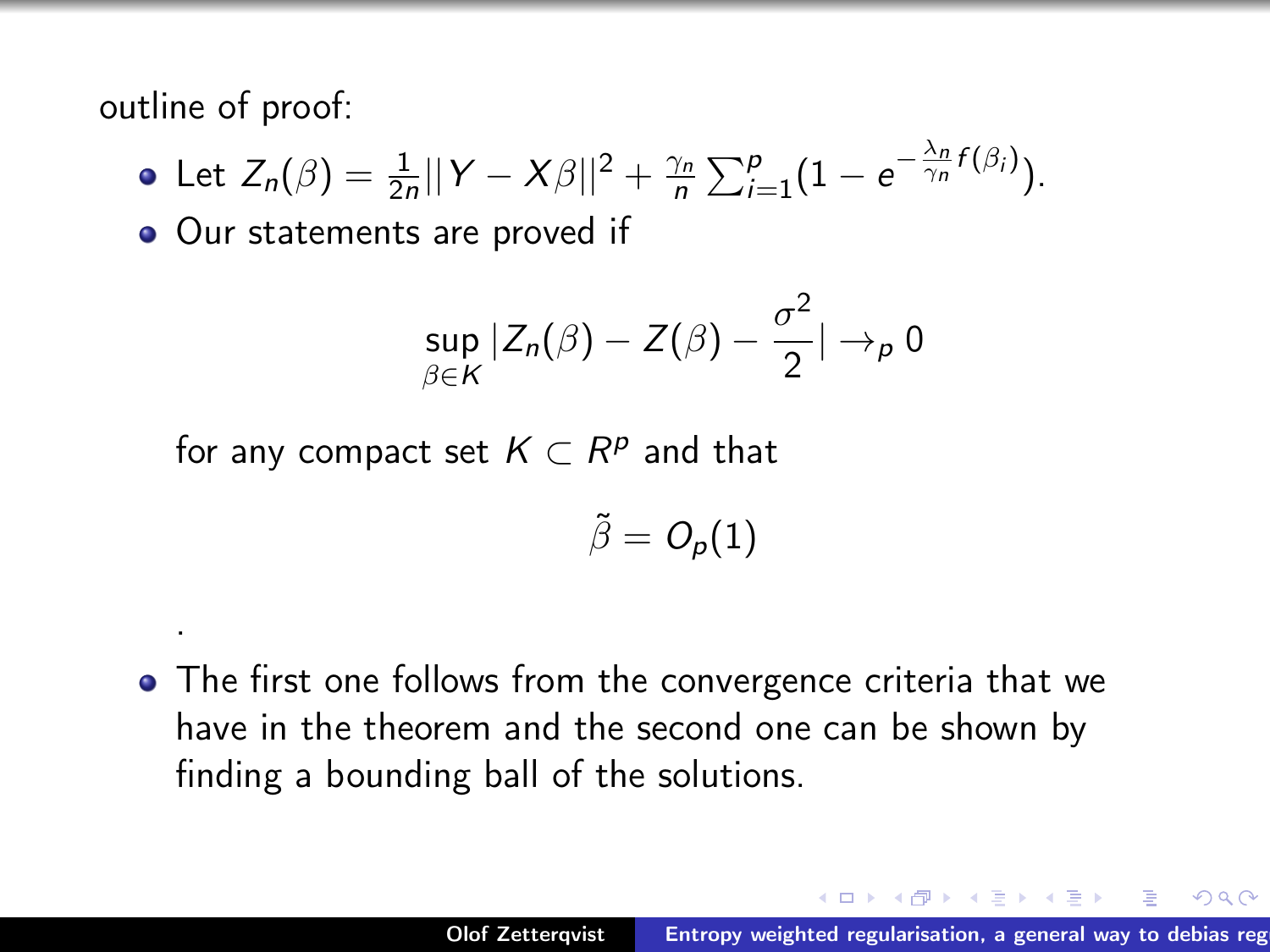outline of proof:

- Let $Z_n(\beta) = \frac{1}{2n}||Y - X\beta||^2 + \frac{\gamma_n}{n}\sum_{i=1}^{p}(1 - e^{-\frac{\lambda_n}{\gamma_n}f(\beta_i)})$.
- Our statements are proved if

$$\sup_{\beta \in K} |Z_n(\beta) - Z(\beta) - \frac{\sigma^2}{2}| \to_p 0$$

  for any compact set $K \subset R^p$ and that

$$\tilde{\beta} = O_p(1)$$

  .

- The first one follows from the convergence criteria that we have in the theorem and the second one can be shown by finding a bounding ball of the solutions.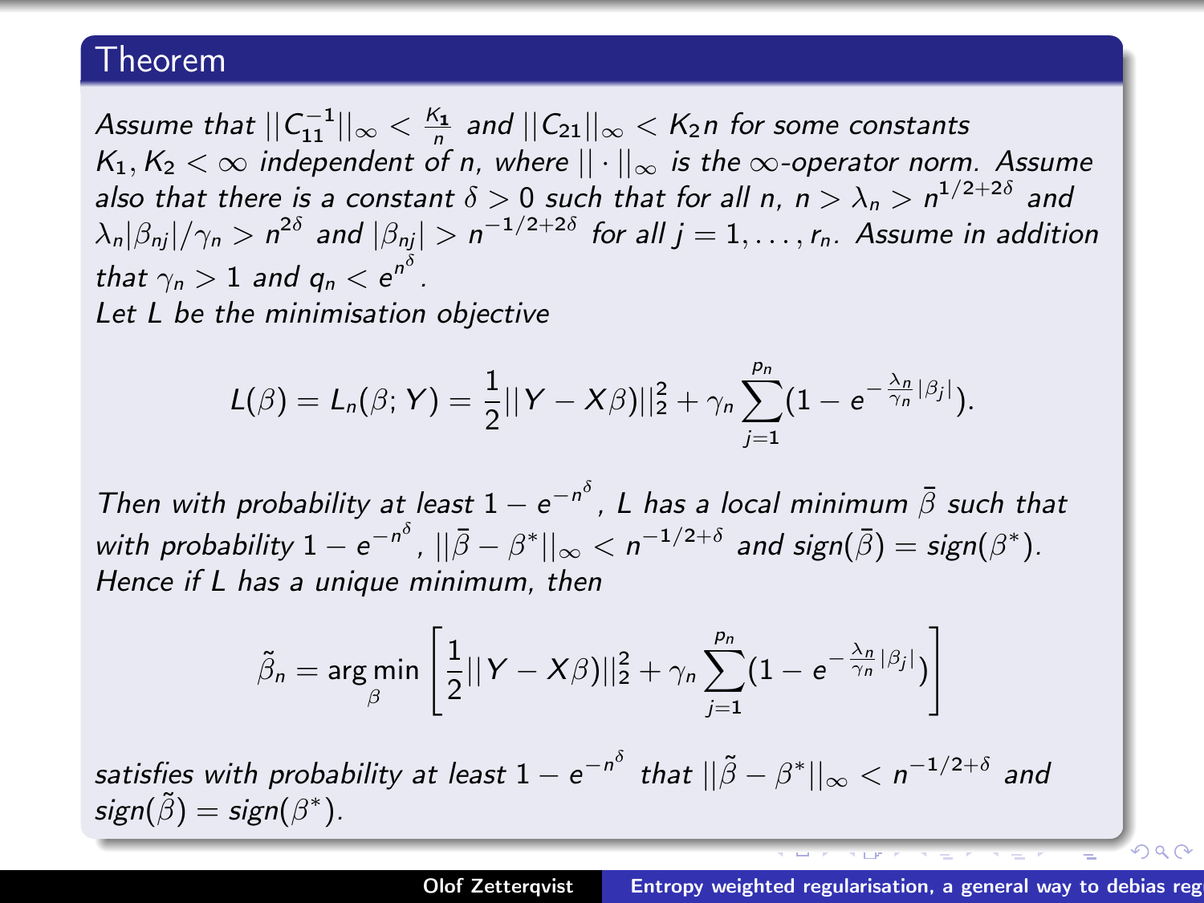## Theorem

*Assume that $||C_{11}^{-1}||_\infty < \frac{K_1}{n}$ and $||C_{21}||_\infty < K_2 n$ for some constants $K_1, K_2 < \infty$ independent of $n$, where $||\cdot||_\infty$ is the $\infty$-operator norm. Assume also that there is a constant $\delta > 0$ such that for all $n$, $n > \lambda_n > n^{1/2+2\delta}$ and $\lambda_n |\beta_{nj}|/\gamma_n > n^{2\delta}$ and $|\beta_{nj}| > n^{-1/2+2\delta}$ for all $j = 1, \ldots, r_n$. Assume in addition that $\gamma_n > 1$ and $q_n < e^{n^\delta}$.*

*Let $L$ be the minimisation objective*

$$L(\beta) = L_n(\beta; Y) = \frac{1}{2}||Y - X\beta)||_2^2 + \gamma_n \sum_{j=1}^{p_n} (1 - e^{-\frac{\lambda_n}{\gamma_n}|\beta_j|}).$$

*Then with probability at least $1 - e^{-n^\delta}$, $L$ has a local minimum $\bar{\beta}$ such that with probability $1 - e^{-n^\delta}$, $||\bar{\beta} - \beta^*||_\infty < n^{-1/2+\delta}$ and $sign(\bar{\beta}) = sign(\beta^*)$. Hence if $L$ has a unique minimum, then*

$$\tilde{\beta}_n = \arg\min_\beta \left[ \frac{1}{2}||Y - X\beta)||_2^2 + \gamma_n \sum_{j=1}^{p_n} (1 - e^{-\frac{\lambda_n}{\gamma_n}|\beta_j|}) \right]$$

*satisfies with probability at least $1 - e^{-n^\delta}$ that $||\tilde{\beta} - \beta^*||_\infty < n^{-1/2+\delta}$ and $sign(\tilde{\beta}) = sign(\beta^*)$.*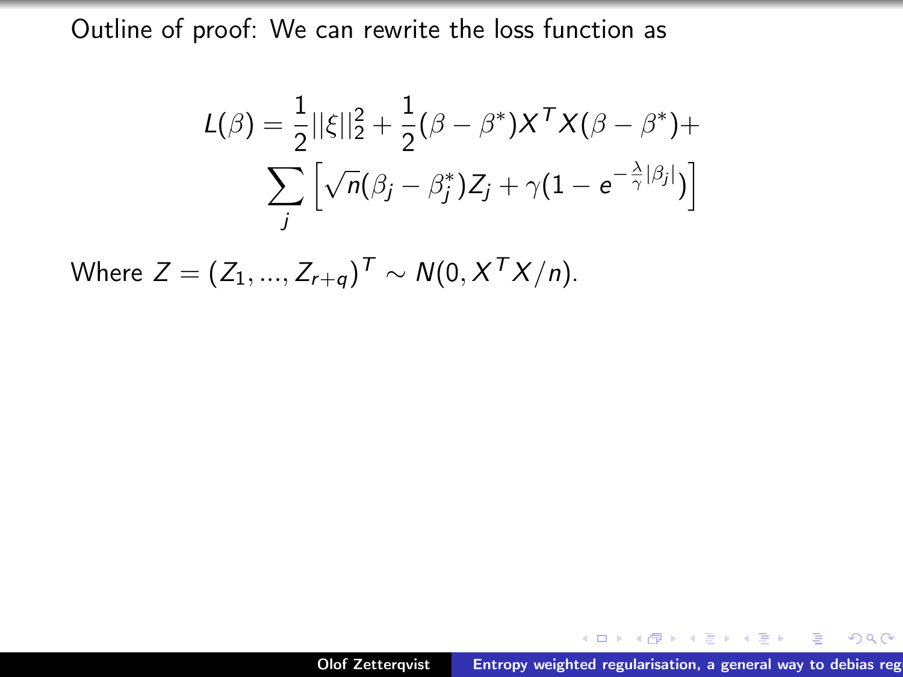Outline of proof: We can rewrite the loss function as

$$L(\beta) = \frac{1}{2}||\xi||_2^2 + \frac{1}{2}(\beta - \beta^*)X^T X(\beta - \beta^*) + \sum_j \left[\sqrt{n}(\beta_j - \beta_j^*)Z_j + \gamma(1 - e^{-\frac{\lambda}{\gamma}|\beta_j|})\right]$$

Where $Z = (Z_1, ..., Z_{r+q})^T \sim N(0, X^T X/n)$.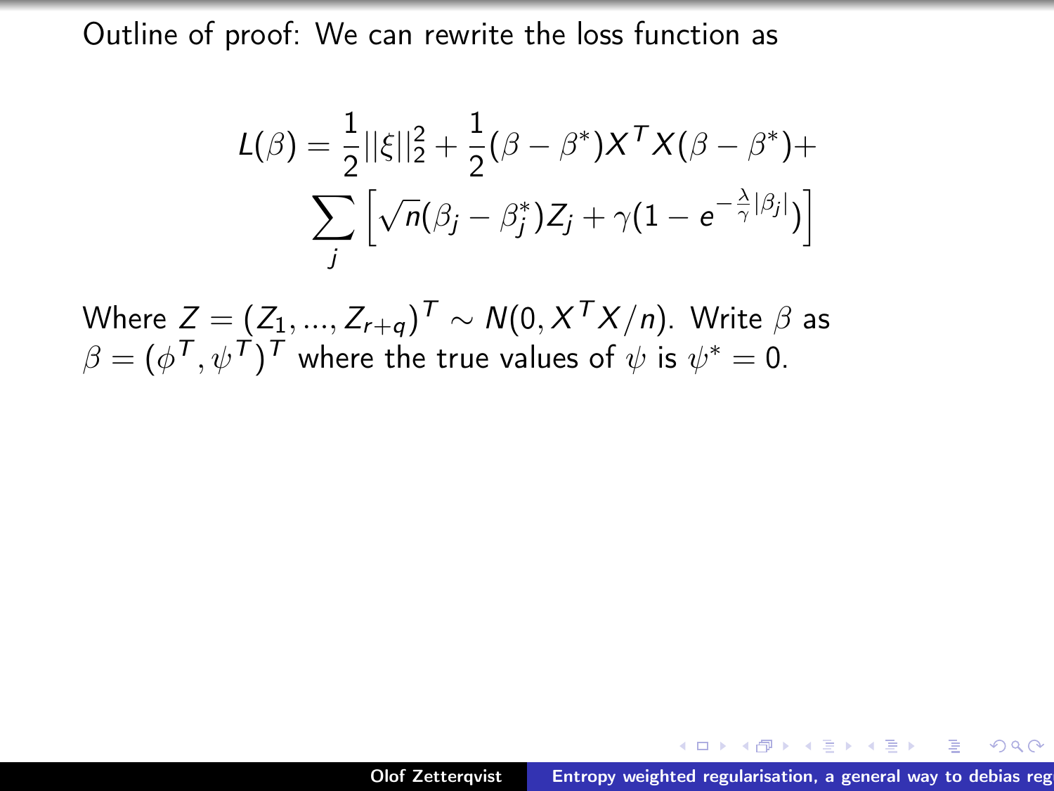Outline of proof: We can rewrite the loss function as

$$L(\beta) = \frac{1}{2}||\xi||_2^2 + \frac{1}{2}(\beta - \beta^*)X^TX(\beta - \beta^*) + \sum_j \left[\sqrt{n}(\beta_j - \beta_j^*)Z_j + \gamma(1 - e^{-\frac{\lambda}{\gamma}|\beta_j|})\right]$$

Where $Z = (Z_1, ..., Z_{r+q})^T \sim N(0, X^TX/n)$. Write $\beta$ as $\beta = (\phi^T, \psi^T)^T$ where the true values of $\psi$ is $\psi^* = 0$.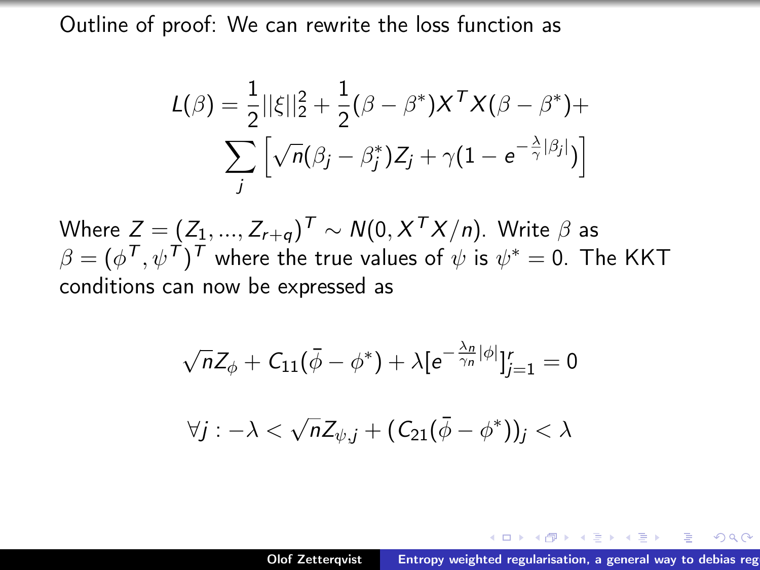Outline of proof: We can rewrite the loss function as

$$L(\beta) = \frac{1}{2}||\xi||_2^2 + \frac{1}{2}(\beta - \beta^*)X^TX(\beta - \beta^*) +$$
$$\sum_j \left[\sqrt{n}(\beta_j - \beta_j^*)Z_j + \gamma(1 - e^{-\frac{\lambda}{\gamma}|\beta_j|})\right]$$

Where $Z = (Z_1, ..., Z_{r+q})^T \sim N(0, X^TX/n)$. Write $\beta$ as $\beta = (\phi^T, \psi^T)^T$ where the true values of $\psi$ is $\psi^* = 0$. The KKT conditions can now be expressed as

$$\sqrt{n}Z_\phi + C_{11}(\bar{\phi} - \phi^*) + \lambda[e^{-\frac{\lambda_n}{\gamma_n}|\phi|}]_{j=1}^r = 0$$

$$\forall j : -\lambda < \sqrt{n}Z_{\psi,j} + (C_{21}(\bar{\phi} - \phi^*))_j < \lambda$$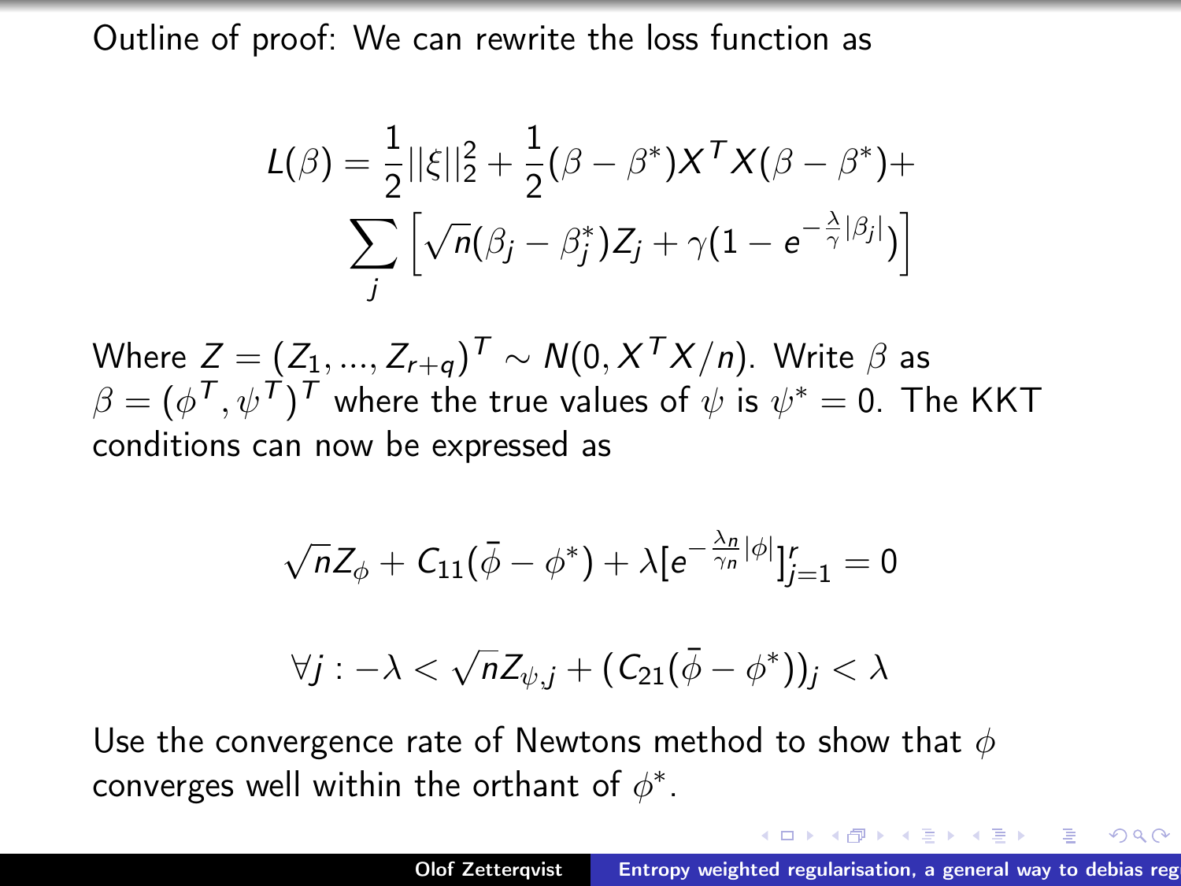Outline of proof: We can rewrite the loss function as

$$L(\beta) = \frac{1}{2}||\xi||_2^2 + \frac{1}{2}(\beta - \beta^*)X^T X(\beta - \beta^*) + \sum_j \left[\sqrt{n}(\beta_j - \beta_j^*)Z_j + \gamma(1 - e^{-\frac{\lambda}{\gamma}|\beta_j|})\right]$$

Where $Z = (Z_1, ..., Z_{r+q})^T \sim N(0, X^T X/n)$. Write $\beta$ as $\beta = (\phi^T, \psi^T)^T$ where the true values of $\psi$ is $\psi^* = 0$. The KKT conditions can now be expressed as

$$\sqrt{n}Z_\phi + C_{11}(\bar{\phi} - \phi^*) + \lambda[e^{-\frac{\lambda_n}{\gamma_n}|\phi|}]_{j=1}^r = 0$$

$$\forall j : -\lambda < \sqrt{n}Z_{\psi,j} + (C_{21}(\bar{\phi} - \phi^*))_j < \lambda$$

Use the convergence rate of Newtons method to show that $\phi$ converges well within the orthant of $\phi^*$.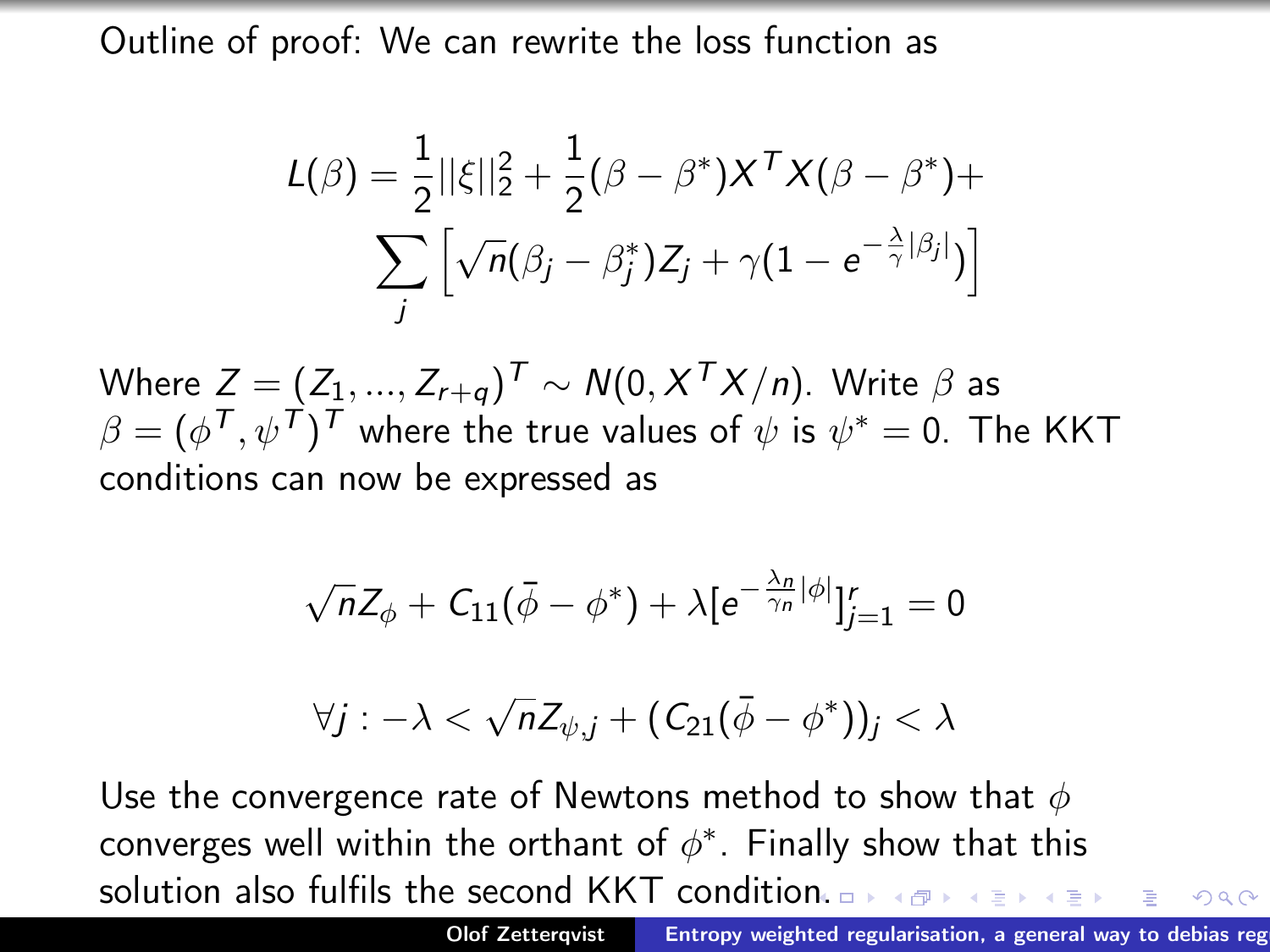Outline of proof: We can rewrite the loss function as

$$L(\beta) = \frac{1}{2}||\xi||_2^2 + \frac{1}{2}(\beta - \beta^*)X^TX(\beta - \beta^*) + \sum_j \left[\sqrt{n}(\beta_j - \beta_j^*)Z_j + \gamma(1 - e^{-\frac{\lambda}{\gamma}|\beta_j|})\right]$$

Where $Z = (Z_1, ..., Z_{r+q})^T \sim N(0, X^TX/n)$. Write $\beta$ as $\beta = (\phi^T, \psi^T)^T$ where the true values of $\psi$ is $\psi^* = 0$. The KKT conditions can now be expressed as

$$\sqrt{n}Z_\phi + C_{11}(\bar{\phi} - \phi^*) + \lambda[e^{-\frac{\lambda_n}{\gamma_n}|\phi|}]_{j=1}^r = 0$$

$$\forall j : -\lambda < \sqrt{n}Z_{\psi,j} + (C_{21}(\bar{\phi} - \phi^*))_j < \lambda$$

Use the convergence rate of Newtons method to show that $\phi$ converges well within the orthant of $\phi^*$. Finally show that this solution also fulfils the second KKT condition.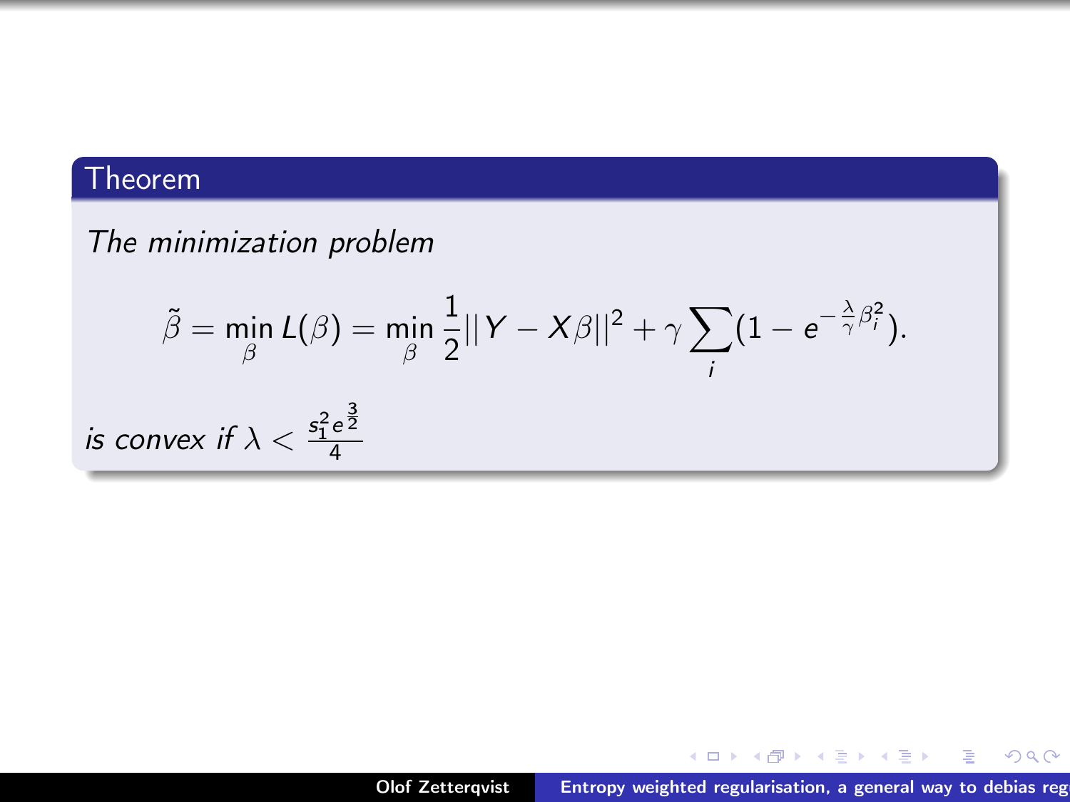**Theorem**

*The minimization problem*

$$\tilde{\beta} = \min_{\beta} L(\beta) = \min_{\beta} \frac{1}{2}||Y - X\beta||^2 + \gamma \sum_i (1 - e^{-\frac{\lambda}{\gamma}\beta_i^2}).$$

*is convex if* $\lambda < \frac{s_1^2 e^{\frac{3}{2}}}{4}$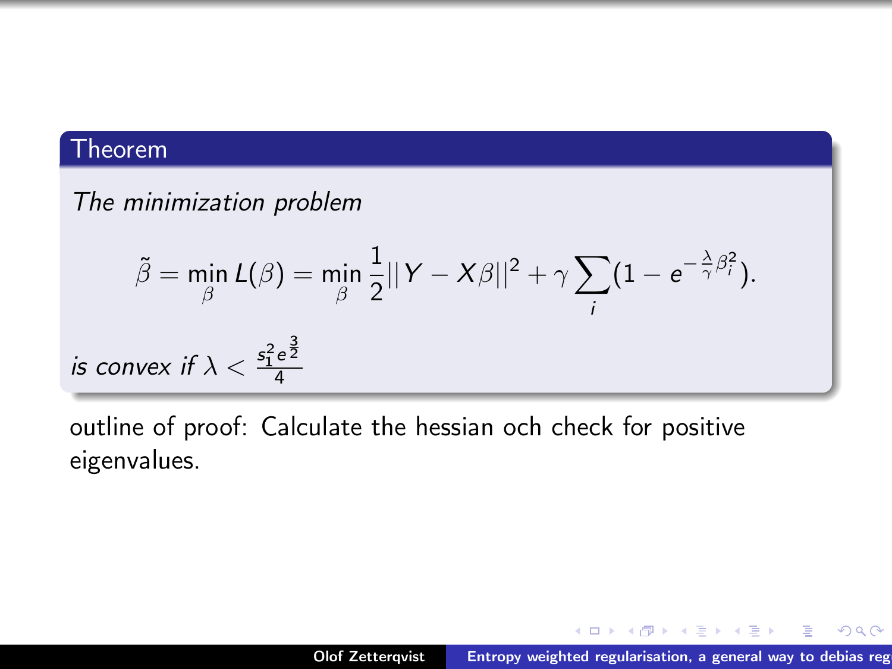**Theorem**

*The minimization problem*

$$\tilde{\beta} = \min_{\beta} L(\beta) = \min_{\beta} \frac{1}{2}||Y - X\beta||^2 + \gamma \sum_i (1 - e^{-\frac{\lambda}{\gamma}\beta_i^2}).$$

*is convex if* $\lambda < \frac{s_1^2 e^{\frac{3}{2}}}{4}$

outline of proof: Calculate the hessian och check for positive eigenvalues.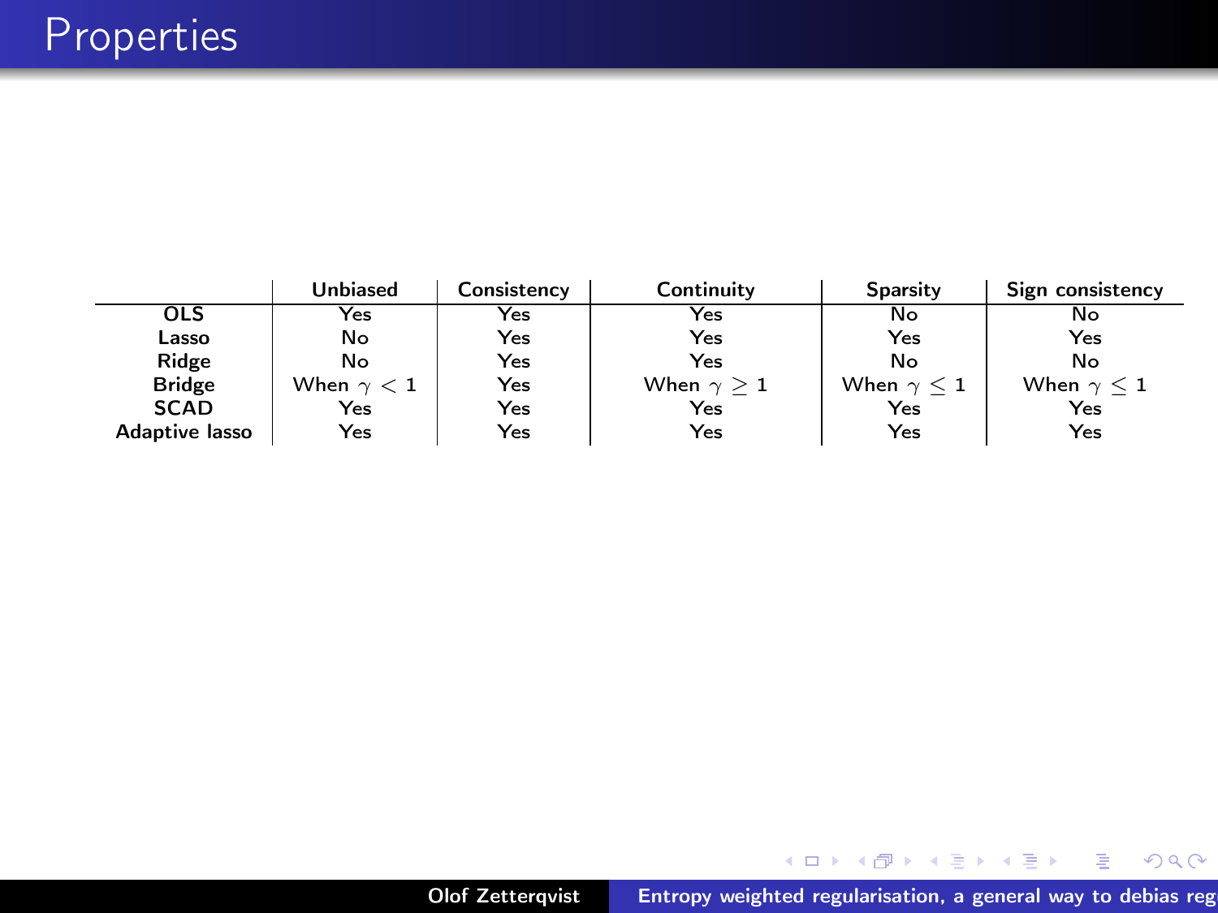# Properties

| | Unbiased | Consistency | Continuity | Sparsity | Sign consistency |
|---|---|---|---|---|---|
| **OLS** | Yes | Yes | Yes | No | No |
| **Lasso** | No | Yes | Yes | Yes | Yes |
| **Ridge** | No | Yes | Yes | No | No |
| **Bridge** | When $\gamma < 1$ | Yes | When $\gamma \geq 1$ | When $\gamma \leq 1$ | When $\gamma \leq 1$ |
| **SCAD** | Yes | Yes | Yes | Yes | Yes |
| **Adaptive lasso** | Yes | Yes | Yes | Yes | Yes |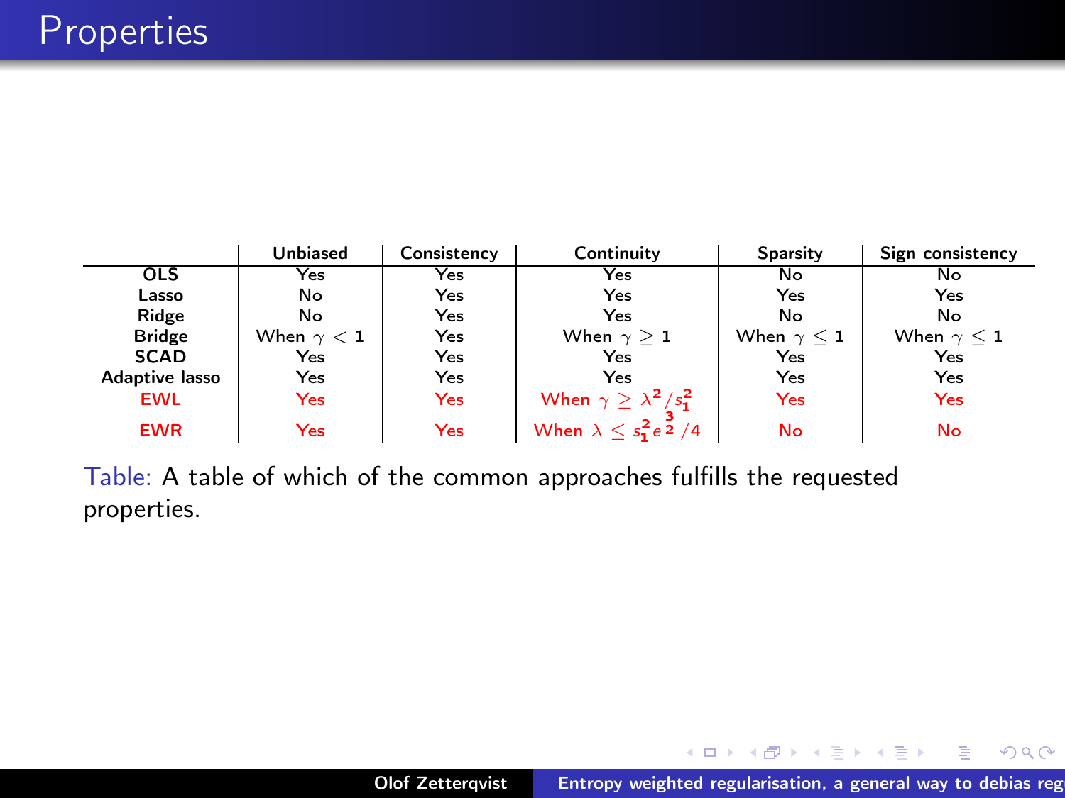# Properties

| | Unbiased | Consistency | Continuity | Sparsity | Sign consistency |
|---|---|---|---|---|---|
| **OLS** | Yes | Yes | Yes | No | No |
| **Lasso** | No | Yes | Yes | Yes | Yes |
| **Ridge** | No | Yes | Yes | No | No |
| **Bridge** | When $\gamma < 1$ | Yes | When $\gamma \geq 1$ | When $\gamma \leq 1$ | When $\gamma \leq 1$ |
| **SCAD** | Yes | Yes | Yes | Yes | Yes |
| **Adaptive lasso** | Yes | Yes | Yes | Yes | Yes |
| **EWL** | Yes | Yes | When $\gamma \geq \lambda^2/s_1^2$ | Yes | Yes |
| **EWR** | Yes | Yes | When $\lambda \leq s_1^2 e^{\frac{3}{2}}/4$ | No | No |

Table: A table of which of the common approaches fulfills the requested properties.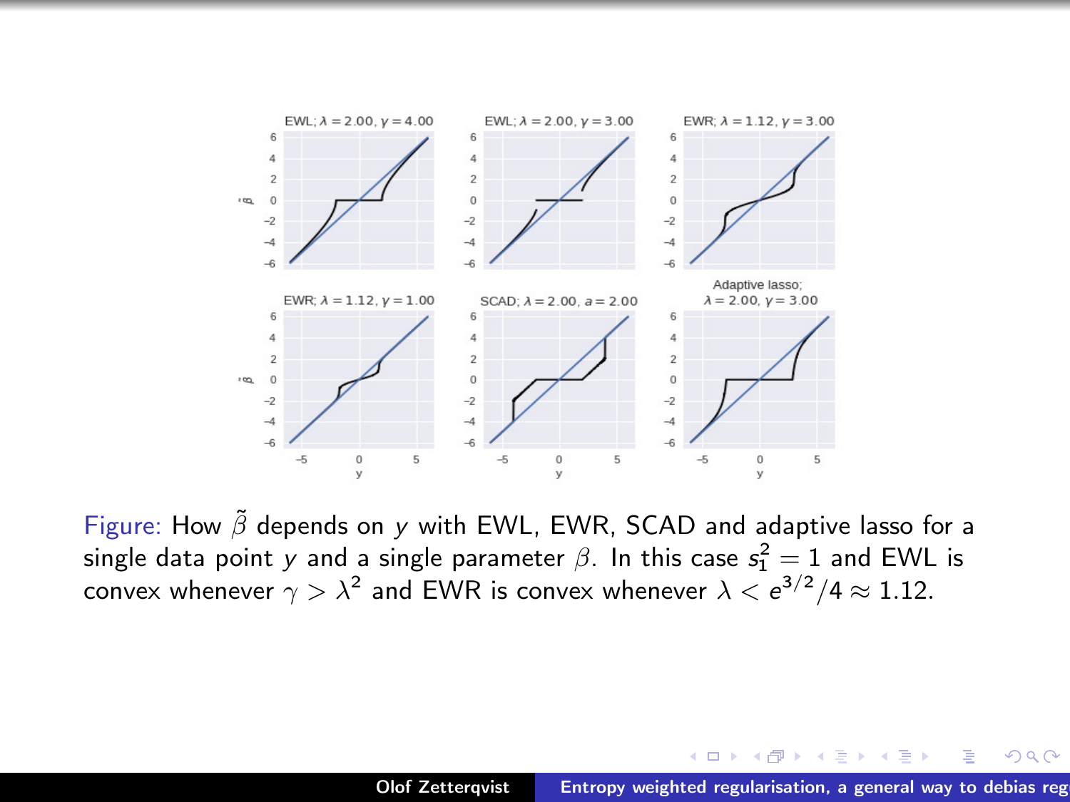Figure: How $\tilde{\beta}$ depends on $y$ with EWL, EWR, SCAD and adaptive lasso for a single data point $y$ and a single parameter $\beta$. In this case $s_1^2 = 1$ and EWL is convex whenever $\gamma > \lambda^2$ and EWR is convex whenever $\lambda < e^{3/2}/4 \approx 1.12$.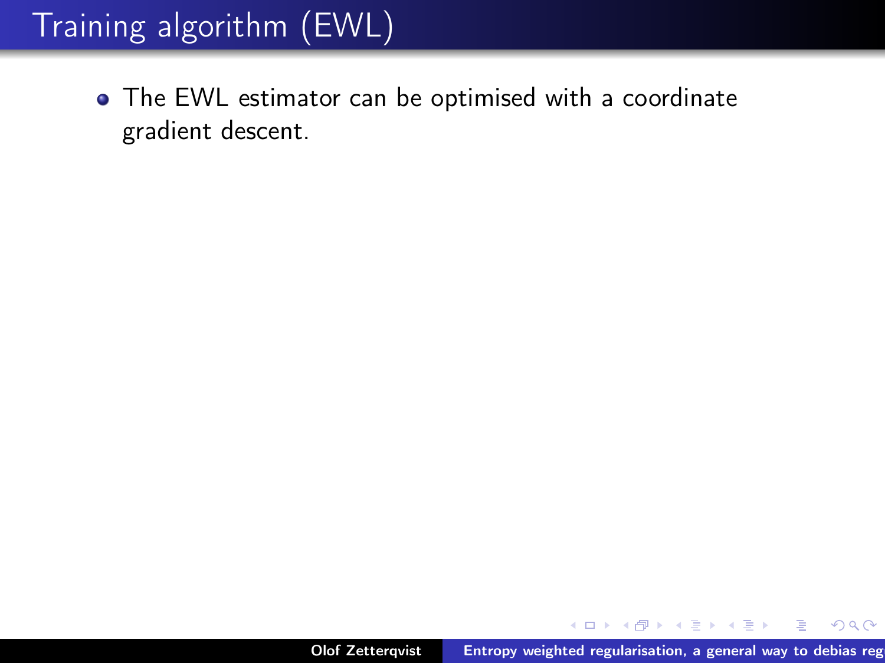# Training algorithm (EWL)

- The EWL estimator can be optimised with a coordinate gradient descent.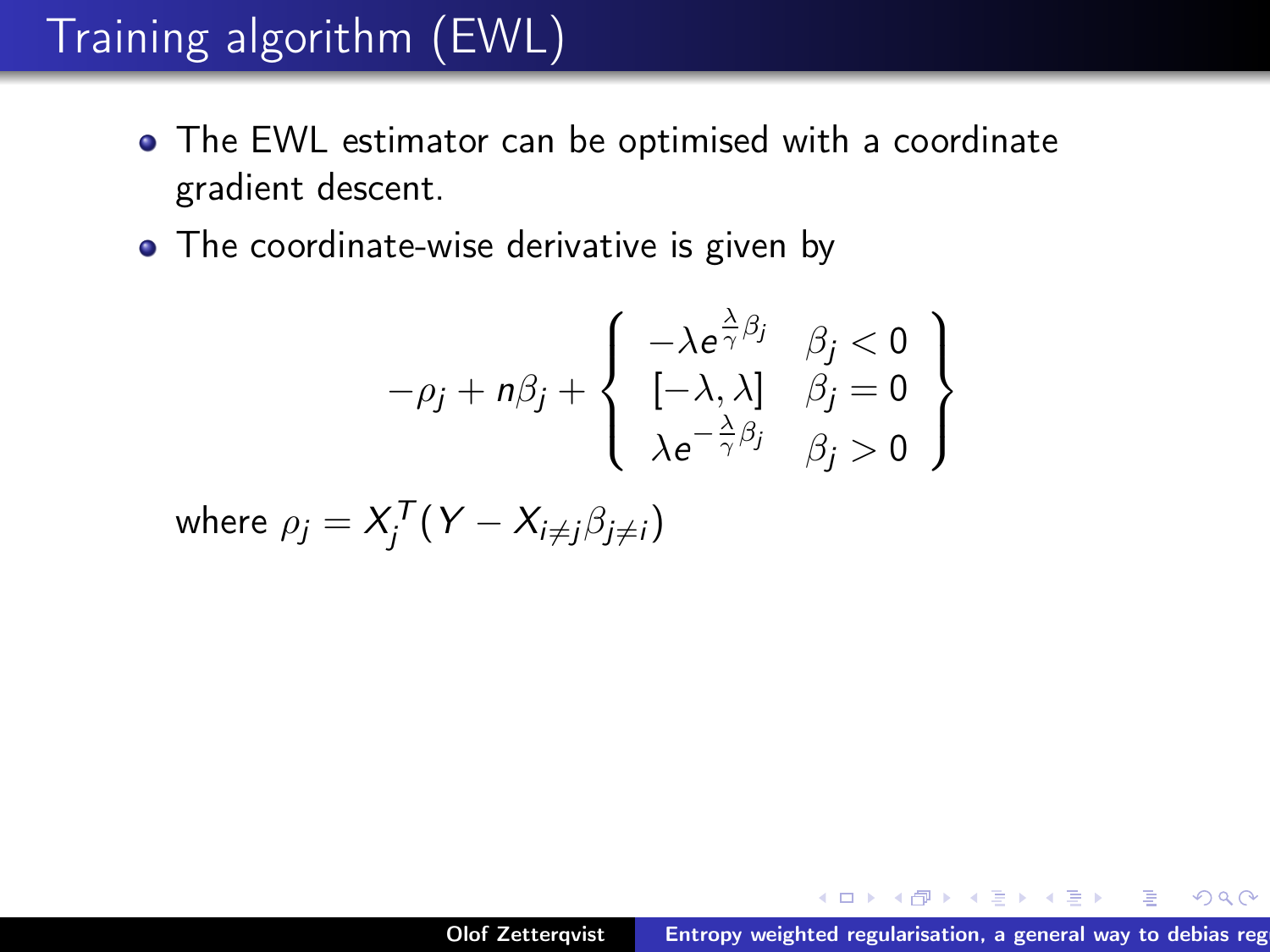# Training algorithm (EWL)

- The EWL estimator can be optimised with a coordinate gradient descent.
- The coordinate-wise derivative is given by

$$-\rho_j + n\beta_j + \left\{ \begin{array}{cc} -\lambda e^{\frac{\lambda}{\gamma}\beta_j} & \beta_j < 0 \\ [-\lambda, \lambda] & \beta_j = 0 \\ \lambda e^{-\frac{\lambda}{\gamma}\beta_j} & \beta_j > 0 \end{array} \right\}$$

where $\rho_j = X_j^T(Y - X_{i \neq j}\beta_{j \neq i})$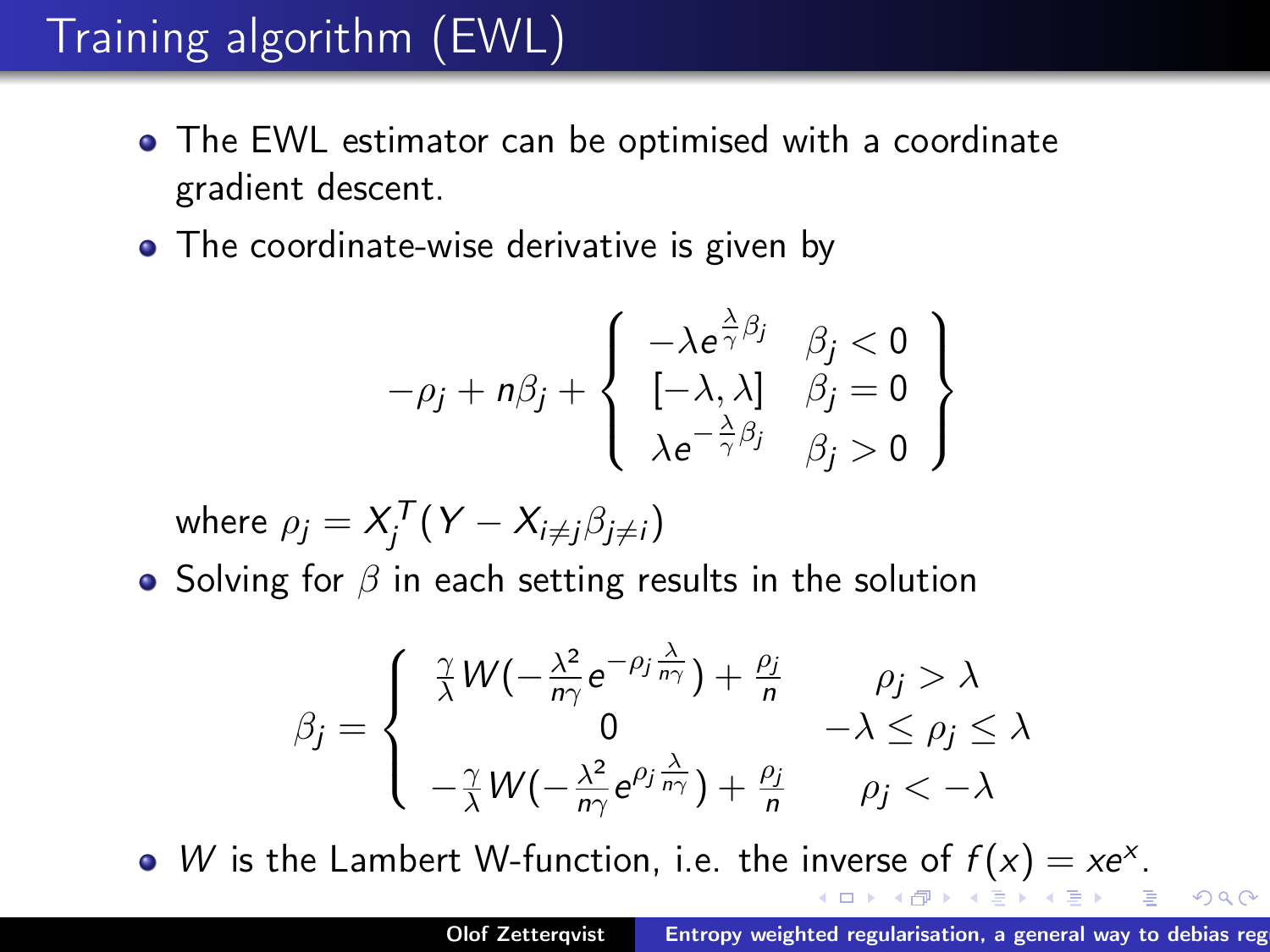# Training algorithm (EWL)

- The EWL estimator can be optimised with a coordinate gradient descent.
- The coordinate-wise derivative is given by

$$-\rho_j + n\beta_j + \left\{ \begin{array}{cc} -\lambda e^{\frac{\lambda}{\gamma}\beta_j} & \beta_j < 0 \\ [-\lambda, \lambda] & \beta_j = 0 \\ \lambda e^{-\frac{\lambda}{\gamma}\beta_j} & \beta_j > 0 \end{array} \right\}$$

  where $\rho_j = X_j^T(Y - X_{i \neq j}\beta_{j \neq i})$

- Solving for $\beta$ in each setting results in the solution

$$\beta_j = \begin{cases} \frac{\gamma}{\lambda} W(-\frac{\lambda^2}{n\gamma} e^{-\rho_j \frac{\lambda}{n\gamma}}) + \frac{\rho_j}{n} & \rho_j > \lambda \\ 0 & -\lambda \leq \rho_j \leq \lambda \\ -\frac{\gamma}{\lambda} W(-\frac{\lambda^2}{n\gamma} e^{\rho_j \frac{\lambda}{n\gamma}}) + \frac{\rho_j}{n} & \rho_j < -\lambda \end{cases}$$

- $W$ is the Lambert W-function, i.e. the inverse of $f(x) = xe^x$.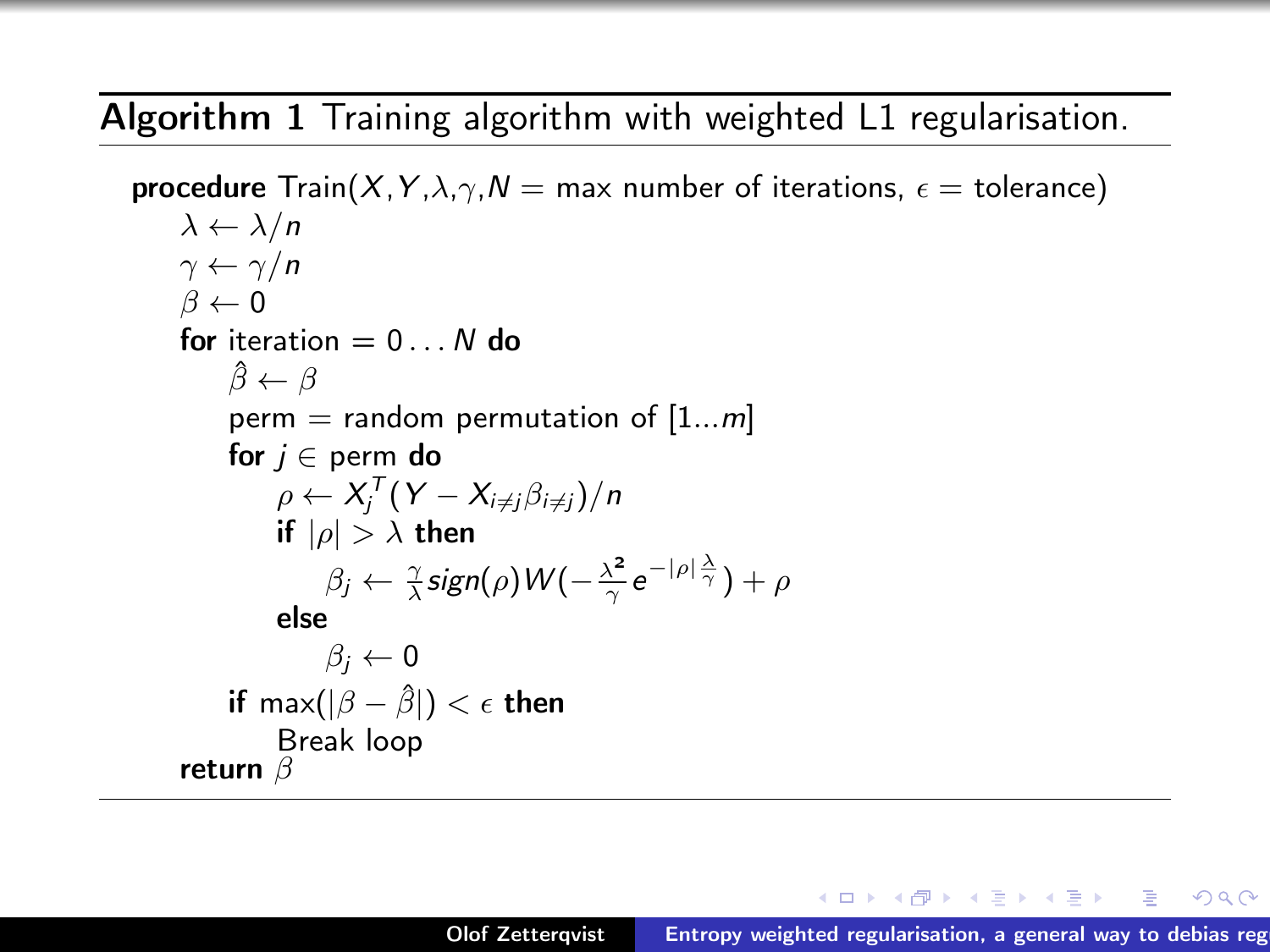**Algorithm 1** Training algorithm with weighted L1 regularisation.

**procedure** Train($X$,$Y$,$\lambda$,$\gamma$,$N$ = max number of iterations, $\epsilon$ = tolerance)

- $\lambda \leftarrow \lambda/n$
- $\gamma \leftarrow \gamma/n$
- $\beta \leftarrow 0$
- **for** iteration $= 0 \dots N$ **do**
  - $\hat{\beta} \leftarrow \beta$
  - perm = random permutation of $[1...m]$
  - **for** $j \in$ perm **do**
    - $\rho \leftarrow X_j^T(Y - X_{i\neq j}\beta_{i\neq j})/n$
    - **if** $|\rho| > \lambda$ **then**
      - $\beta_j \leftarrow \frac{\gamma}{\lambda} sign(\rho) W(-\frac{\lambda^2}{\gamma} e^{-|\rho|\frac{\lambda}{\gamma}}) + \rho$
    - **else**
      - $\beta_j \leftarrow 0$
  - **if** $\max(|\beta - \hat{\beta}|) < \epsilon$ **then**
    - Break loop
- **return** $\beta$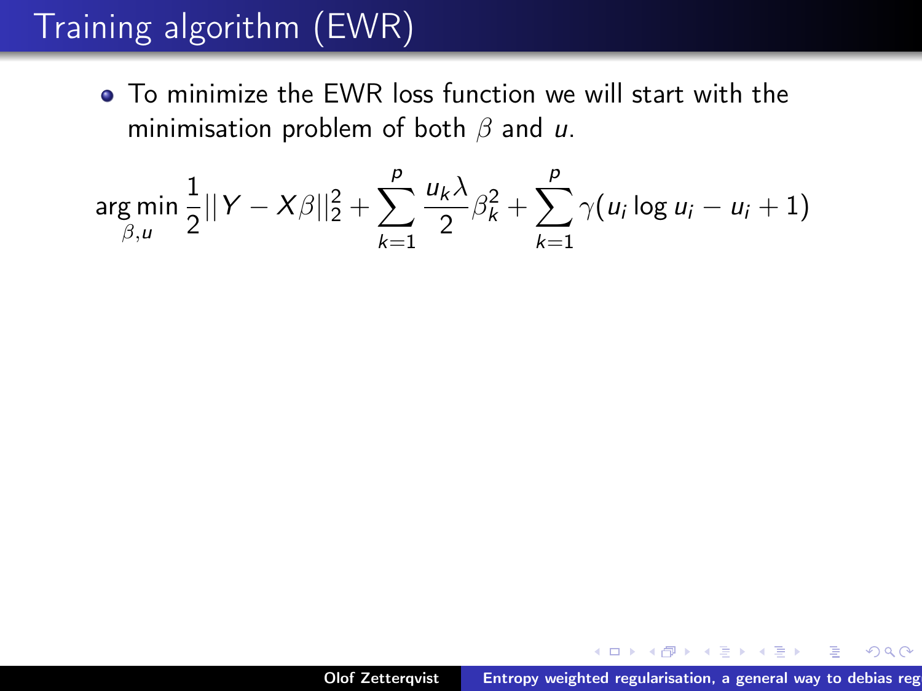# Training algorithm (EWR)

- To minimize the EWR loss function we will start with the minimisation problem of both $\beta$ and $u$.

$$\arg\min_{\beta,u} \frac{1}{2}||Y - X\beta||_2^2 + \sum_{k=1}^{p} \frac{u_k \lambda}{2} \beta_k^2 + \sum_{k=1}^{p} \gamma(u_i \log u_i - u_i + 1)$$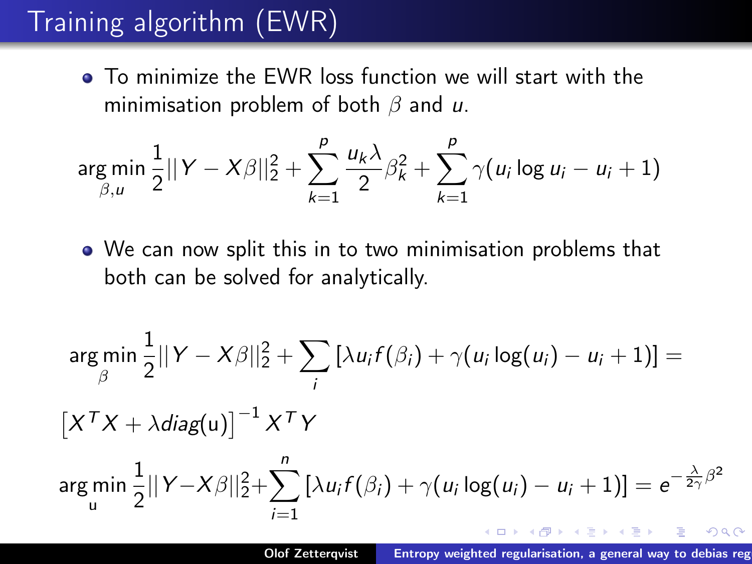# Training algorithm (EWR)

- To minimize the EWR loss function we will start with the minimisation problem of both $\beta$ and $u$.

$$\arg\min_{\beta,u} \frac{1}{2}||Y - X\beta||_2^2 + \sum_{k=1}^{p} \frac{u_k \lambda}{2} \beta_k^2 + \sum_{k=1}^{p} \gamma(u_i \log u_i - u_i + 1)$$

- We can now split this in to two minimisation problems that both can be solved for analytically.

$$\arg\min_{\beta} \frac{1}{2}||Y - X\beta||_2^2 + \sum_{i} \left[\lambda u_i f(\beta_i) + \gamma(u_i \log(u_i) - u_i + 1)\right] =$$

$$\left[X^T X + \lambda diag(\mathrm{u})\right]^{-1} X^T Y$$

$$\arg\min_{\mathrm{u}} \frac{1}{2}||Y - X\beta||_2^2 + \sum_{i=1}^{n} \left[\lambda u_i f(\beta_i) + \gamma(u_i \log(u_i) - u_i + 1)\right] = e^{-\frac{\lambda}{2\gamma}\beta^2}$$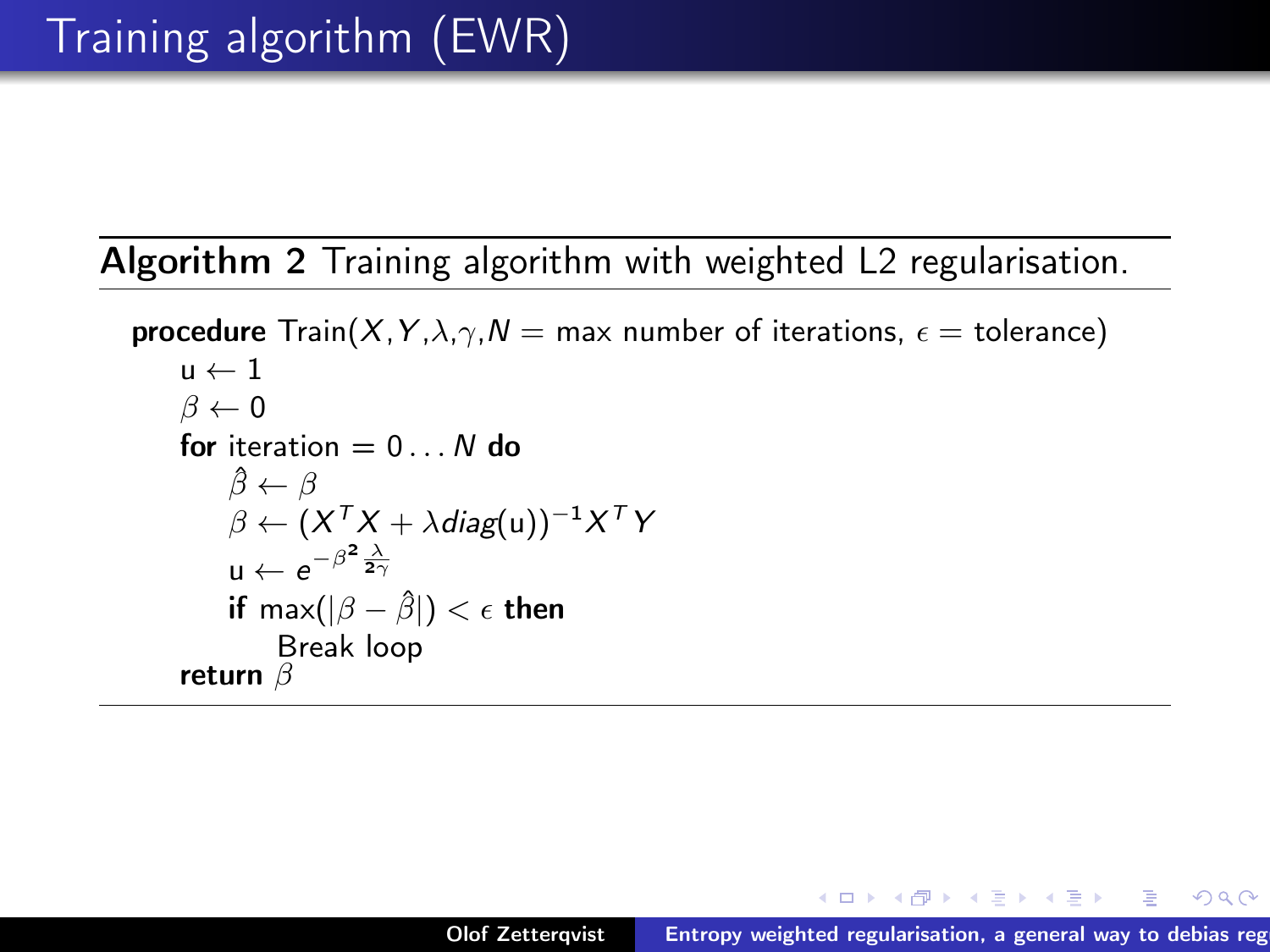# Training algorithm (EWR)

**Algorithm 2** Training algorithm with weighted L2 regularisation.

**procedure** Train($X$,$Y$,$\lambda$,$\gamma$,$N$ = max number of iterations, $\epsilon$ = tolerance)

- $\text{u} \leftarrow 1$
- $\beta \leftarrow 0$
- **for** iteration $= 0 \ldots N$ **do**
  - $\hat{\beta} \leftarrow \beta$
  - $\beta \leftarrow (X^T X + \lambda diag(\text{u}))^{-1} X^T Y$
  - $\text{u} \leftarrow e^{-\beta^{2} \frac{\lambda}{2\gamma}}$
  - **if** $\max(|\beta - \hat{\beta}|) < \epsilon$ **then**
    - Break loop
- **return** $\beta$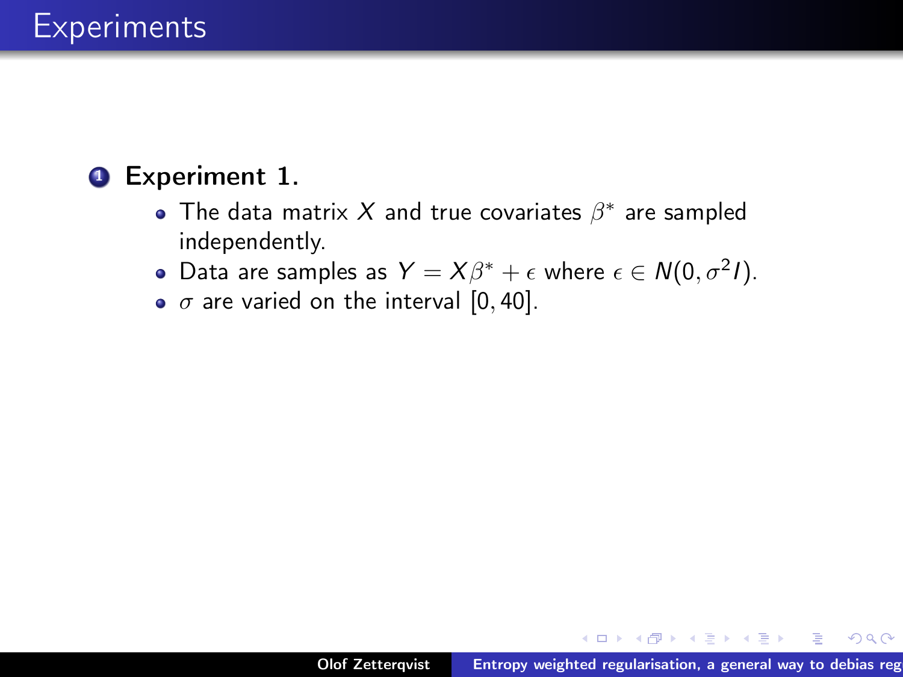# Experiments

1. **Experiment 1.**
   - The data matrix $X$ and true covariates $\beta^*$ are sampled independently.
   - Data are samples as $Y = X\beta^* + \epsilon$ where $\epsilon \in N(0, \sigma^2 I)$.
   - $\sigma$ are varied on the interval $[0, 40]$.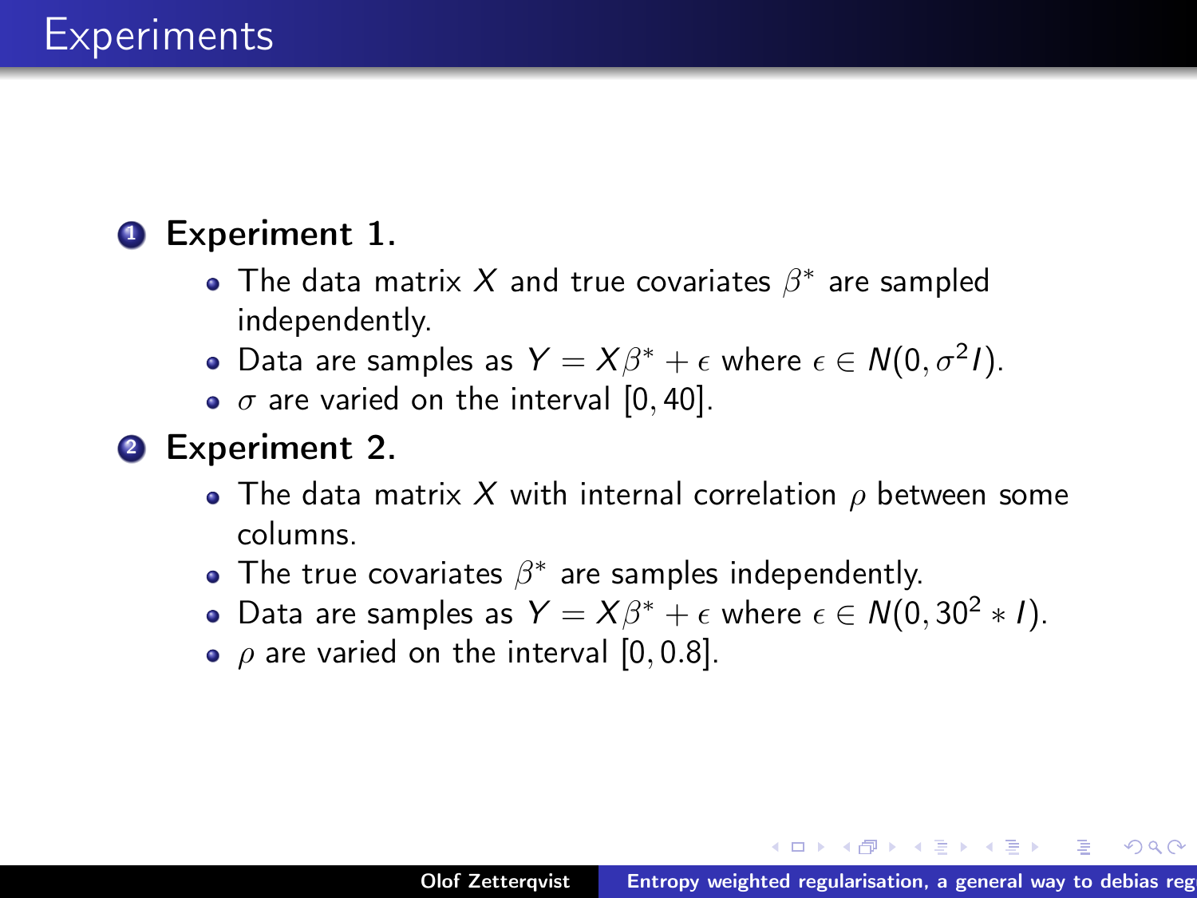# Experiments

1. **Experiment 1.**
   - The data matrix $X$ and true covariates $\beta^*$ are sampled independently.
   - Data are samples as $Y = X\beta^* + \epsilon$ where $\epsilon \in N(0, \sigma^2 I)$.
   - $\sigma$ are varied on the interval $[0, 40]$.
2. **Experiment 2.**
   - The data matrix $X$ with internal correlation $\rho$ between some columns.
   - The true covariates $\beta^*$ are samples independently.
   - Data are samples as $Y = X\beta^* + \epsilon$ where $\epsilon \in N(0, 30^2 * I)$.
   - $\rho$ are varied on the interval $[0, 0.8]$.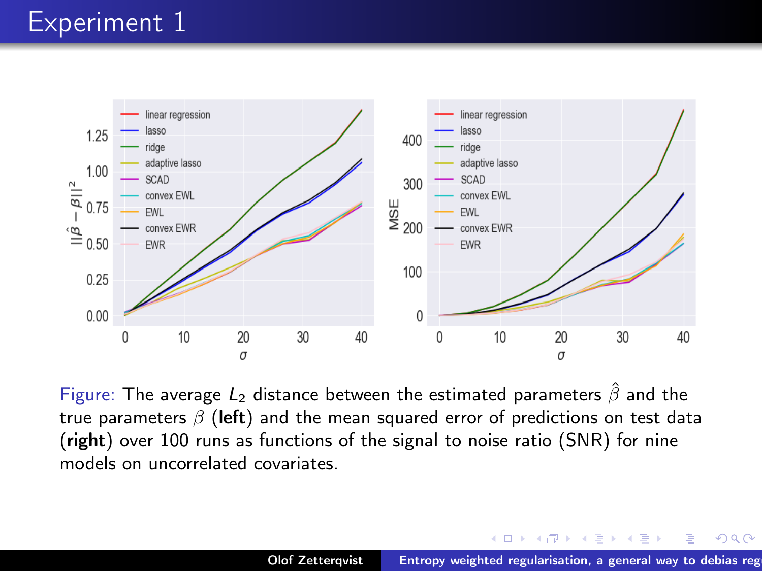# Experiment 1

Figure: The average $L_2$ distance between the estimated parameters $\hat{\beta}$ and the true parameters $\beta$ (**left**) and the mean squared error of predictions on test data (**right**) over 100 runs as functions of the signal to noise ratio (SNR) for nine models on uncorrelated covariates.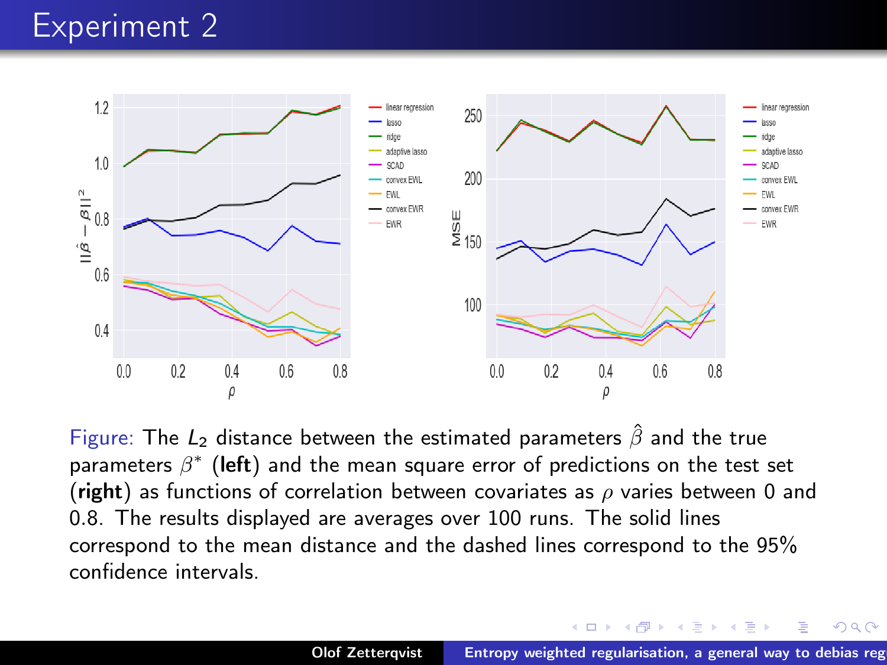# Experiment 2

Figure: The $L_2$ distance between the estimated parameters $\hat{\beta}$ and the true parameters $\beta^*$ (**left**) and the mean square error of predictions on the test set (**right**) as functions of correlation between covariates as $\rho$ varies between 0 and 0.8. The results displayed are averages over 100 runs. The solid lines correspond to the mean distance and the dashed lines correspond to the 95% confidence intervals.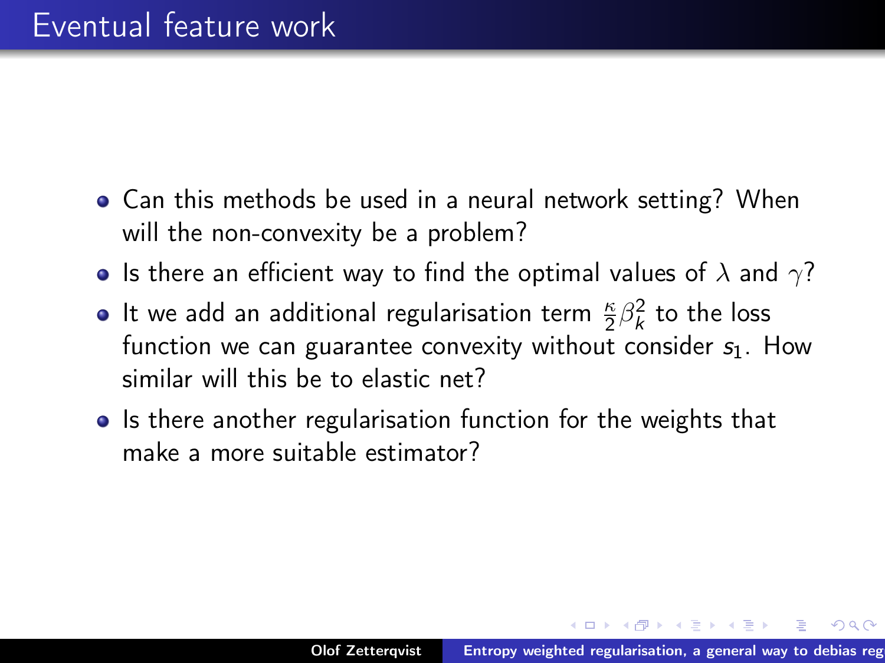# Eventual feature work

- Can this methods be used in a neural network setting? When will the non-convexity be a problem?
- Is there an efficient way to find the optimal values of $\lambda$ and $\gamma$?
- It we add an additional regularisation term $\frac{\kappa}{2}\beta_k^2$ to the loss function we can guarantee convexity without consider $s_1$. How similar will this be to elastic net?
- Is there another regularisation function for the weights that make a more suitable estimator?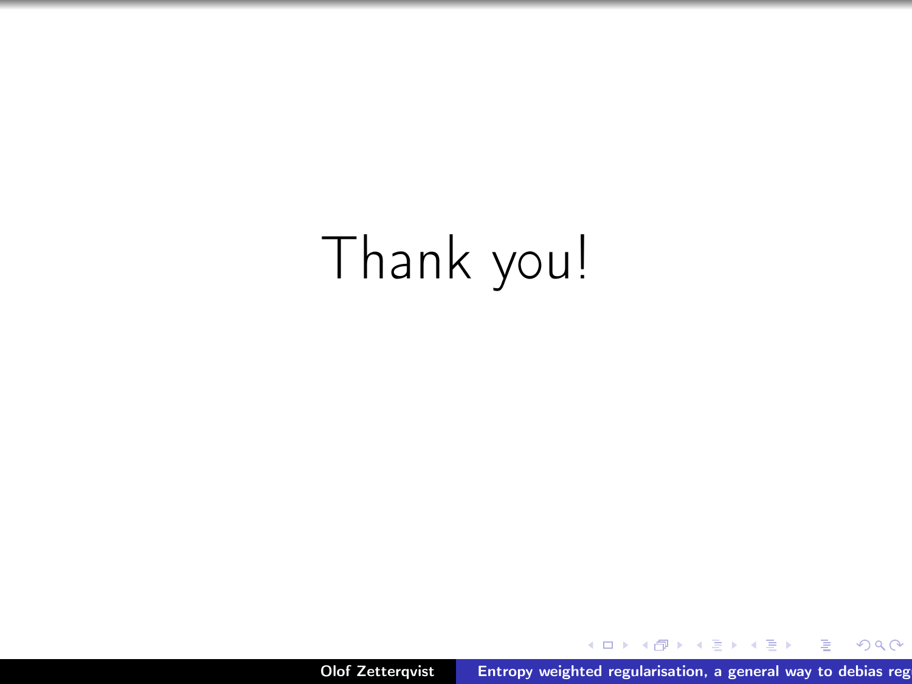Thank you!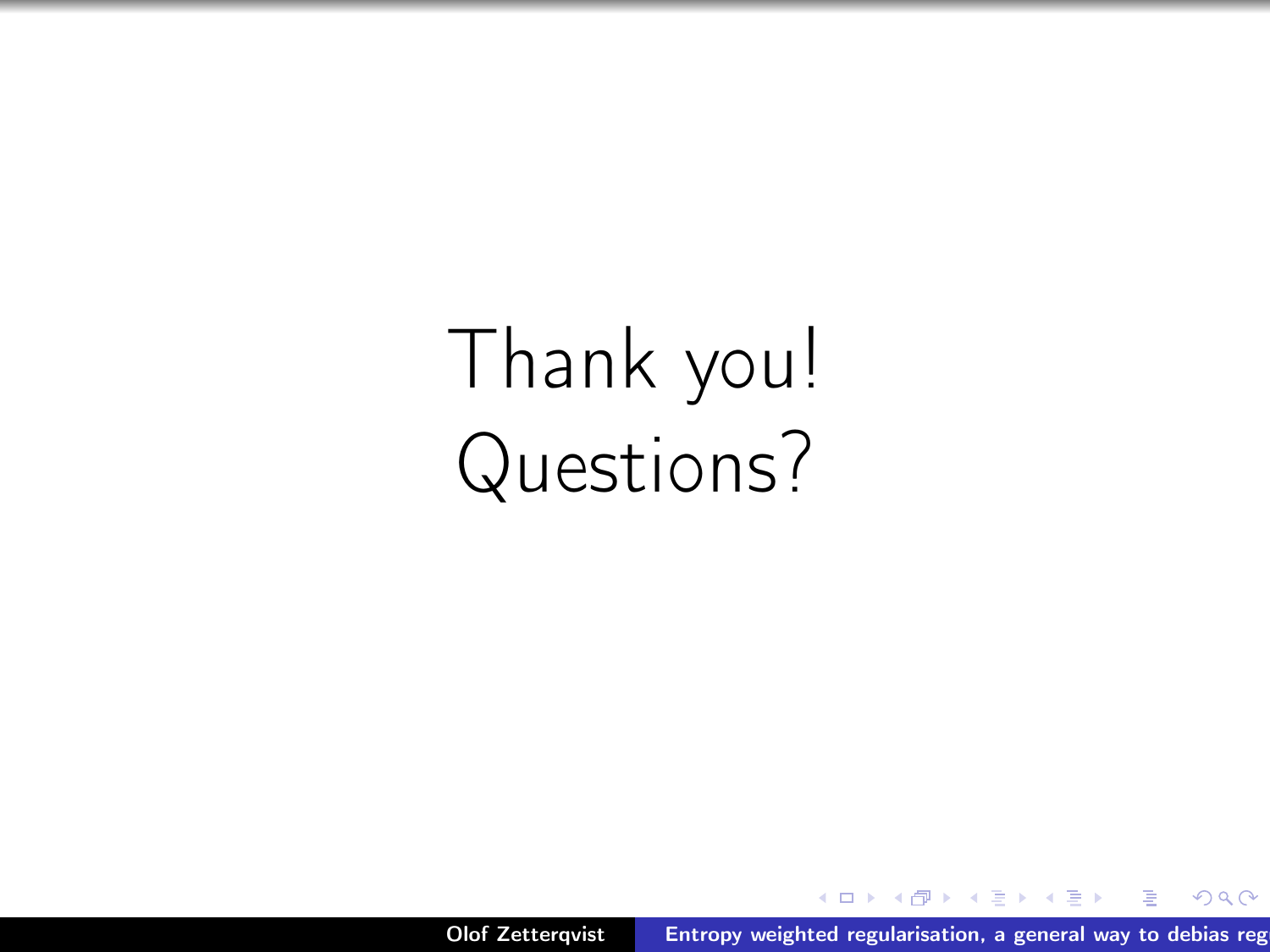Thank you!

Questions?